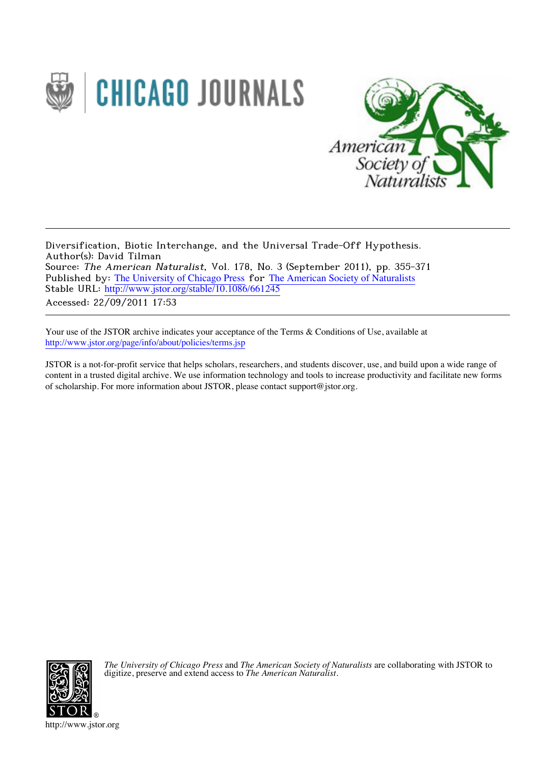Diversification, Biotic Interchange, and the Universal Trade-Off Hypothesis.
Author(s): David Tilman
Source: *The American Naturalist*, Vol. 178, No. 3 (September 2011), pp. 355-371
Published by: The University of Chicago Press for The American Society of Naturalists
Stable URL: http://www.jstor.org/stable/10.1086/661245
Accessed: 22/09/2011 17:53

---

Your use of the JSTOR archive indicates your acceptance of the Terms & Conditions of Use, available at
http://www.jstor.org/page/info/about/policies/terms.jsp

JSTOR is a not-for-profit service that helps scholars, researchers, and students discover, use, and build upon a wide range of content in a trusted digital archive. We use information technology and tools to increase productivity and facilitate new forms of scholarship. For more information about JSTOR, please contact support@jstor.org.

*The University of Chicago Press* and *The American Society of Naturalists* are collaborating with JSTOR to digitize, preserve and extend access to *The American Naturalist*.

http://www.jstor.org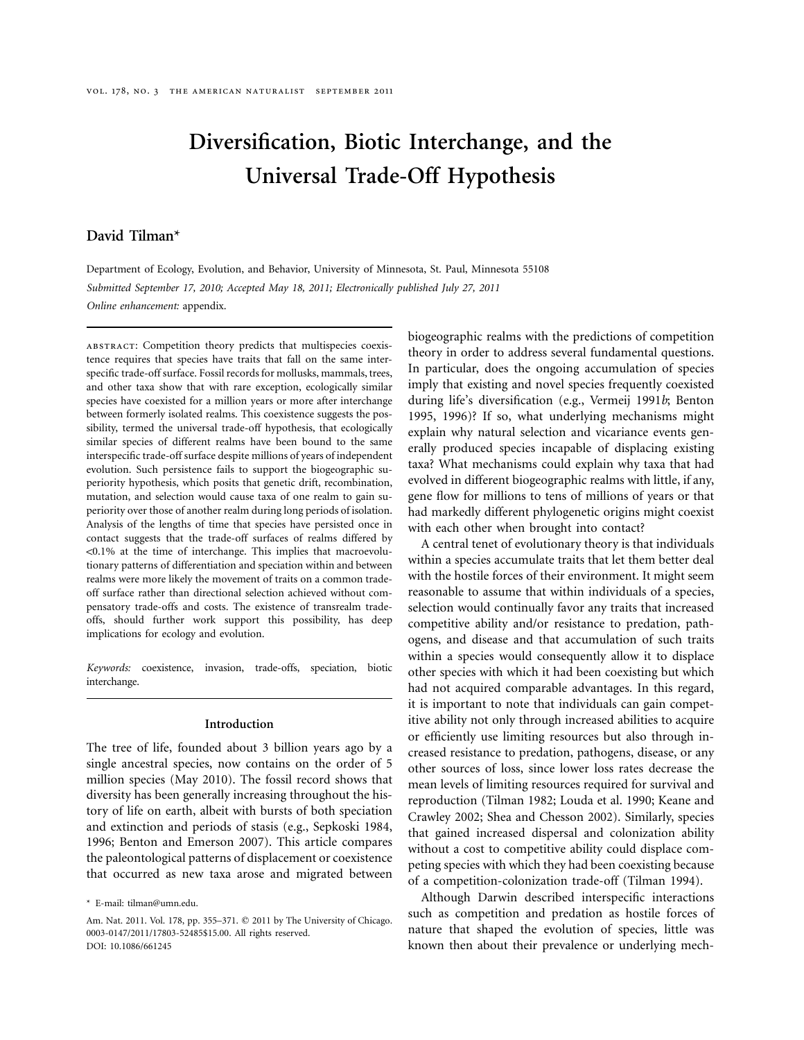# Diversification, Biotic Interchange, and the Universal Trade-Off Hypothesis

**David Tilman***

Department of Ecology, Evolution, and Behavior, University of Minnesota, St. Paul, Minnesota 55108

*Submitted September 17, 2010; Accepted May 18, 2011; Electronically published July 27, 2011*

*Online enhancement:* appendix.

ABSTRACT: Competition theory predicts that multispecies coexistence requires that species have traits that fall on the same interspecific trade-off surface. Fossil records for mollusks, mammals, trees, and other taxa show that with rare exception, ecologically similar species have coexisted for a million years or more after interchange between formerly isolated realms. This coexistence suggests the possibility, termed the universal trade-off hypothesis, that ecologically similar species of different realms have been bound to the same interspecific trade-off surface despite millions of years of independent evolution. Such persistence fails to support the biogeographic superiority hypothesis, which posits that genetic drift, recombination, mutation, and selection would cause taxa of one realm to gain superiority over those of another realm during long periods of isolation. Analysis of the lengths of time that species have persisted once in contact suggests that the trade-off surfaces of realms differed by <0.1% at the time of interchange. This implies that macroevolutionary patterns of differentiation and speciation within and between realms were more likely the movement of traits on a common trade-off surface rather than directional selection achieved without compensatory trade-offs and costs. The existence of transrealm trade-offs, should further work support this possibility, has deep implications for ecology and evolution.

*Keywords:* coexistence, invasion, trade-offs, speciation, biotic interchange.

## Introduction

The tree of life, founded about 3 billion years ago by a single ancestral species, now contains on the order of 5 million species (May 2010). The fossil record shows that diversity has been generally increasing throughout the history of life on earth, albeit with bursts of both speciation and extinction and periods of stasis (e.g., Sepkoski 1984, 1996; Benton and Emerson 2007). This article compares the paleontological patterns of displacement or coexistence that occurred as new taxa arose and migrated between biogeographic realms with the predictions of competition theory in order to address several fundamental questions. In particular, does the ongoing accumulation of species imply that existing and novel species frequently coexisted during life's diversification (e.g., Vermeij 1991*b*; Benton 1995, 1996)? If so, what underlying mechanisms might explain why natural selection and vicariance events generally produced species incapable of displacing existing taxa? What mechanisms could explain why taxa that had evolved in different biogeographic realms with little, if any, gene flow for millions to tens of millions of years or that had markedly different phylogenetic origins might coexist with each other when brought into contact?

A central tenet of evolutionary theory is that individuals within a species accumulate traits that let them better deal with the hostile forces of their environment. It might seem reasonable to assume that within individuals of a species, selection would continually favor any traits that increased competitive ability and/or resistance to predation, pathogens, and disease and that accumulation of such traits within a species would consequently allow it to displace other species with which it had been coexisting but which had not acquired comparable advantages. In this regard, it is important to note that individuals can gain competitive ability not only through increased abilities to acquire or efficiently use limiting resources but also through increased resistance to predation, pathogens, disease, or any other sources of loss, since lower loss rates decrease the mean levels of limiting resources required for survival and reproduction (Tilman 1982; Louda et al. 1990; Keane and Crawley 2002; Shea and Chesson 2002). Similarly, species that gained increased dispersal and colonization ability without a cost to competitive ability could displace competing species with which they had been coexisting because of a competition-colonization trade-off (Tilman 1994).

Although Darwin described interspecific interactions such as competition and predation as hostile forces of nature that shaped the evolution of species, little was known then about their prevalence or underlying mech-

* E-mail: tilman@umn.edu.

Am. Nat. 2011. Vol. 178, pp. 355–371. © 2011 by The University of Chicago. 0003-0147/2011/17803-52485$15.00. All rights reserved.
DOI: 10.1086/661245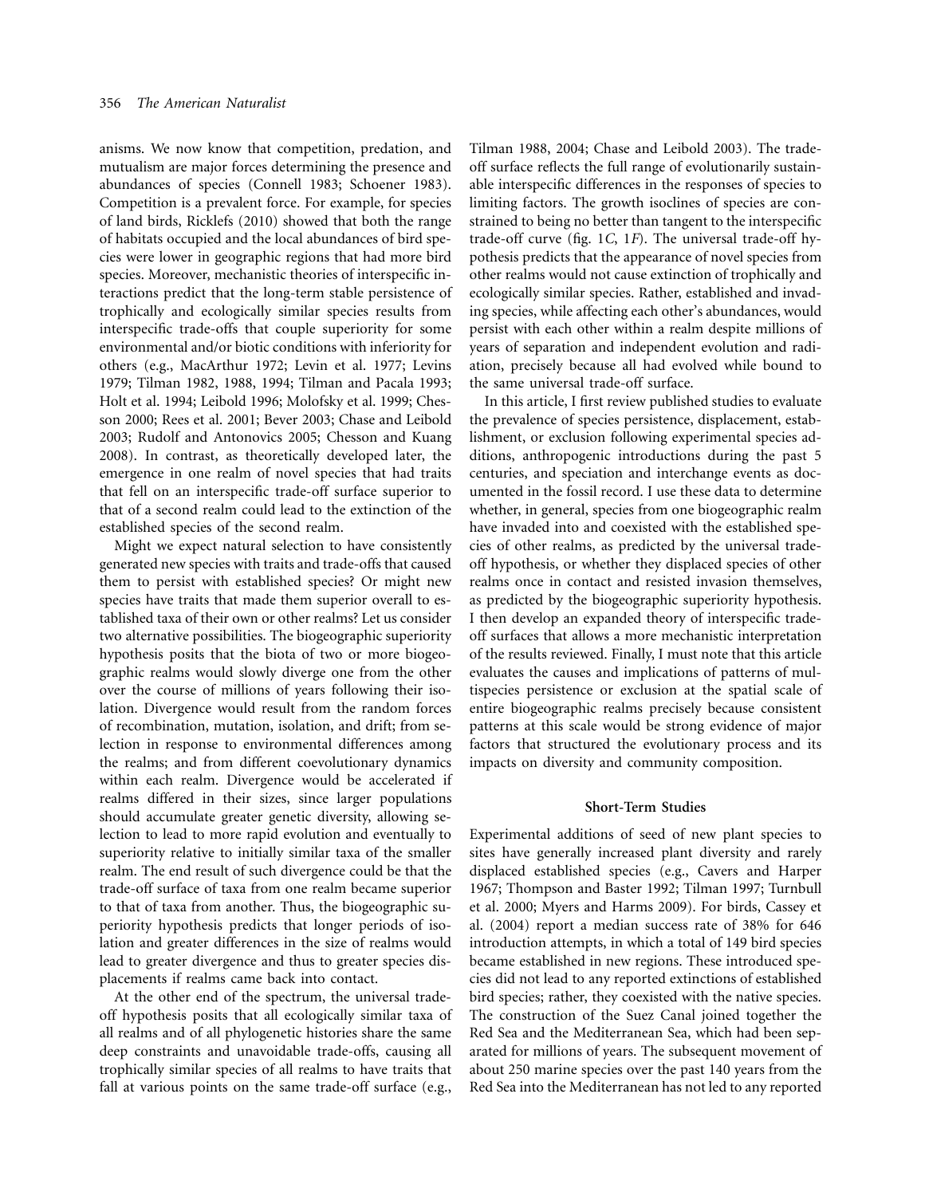anisms. We now know that competition, predation, and mutualism are major forces determining the presence and abundances of species (Connell 1983; Schoener 1983). Competition is a prevalent force. For example, for species of land birds, Ricklefs (2010) showed that both the range of habitats occupied and the local abundances of bird species were lower in geographic regions that had more bird species. Moreover, mechanistic theories of interspecific interactions predict that the long-term stable persistence of trophically and ecologically similar species results from interspecific trade-offs that couple superiority for some environmental and/or biotic conditions with inferiority for others (e.g., MacArthur 1972; Levin et al. 1977; Levins 1979; Tilman 1982, 1988, 1994; Tilman and Pacala 1993; Holt et al. 1994; Leibold 1996; Molofsky et al. 1999; Chesson 2000; Rees et al. 2001; Bever 2003; Chase and Leibold 2003; Rudolf and Antonovics 2005; Chesson and Kuang 2008). In contrast, as theoretically developed later, the emergence in one realm of novel species that had traits that fell on an interspecific trade-off surface superior to that of a second realm could lead to the extinction of the established species of the second realm.

Might we expect natural selection to have consistently generated new species with traits and trade-offs that caused them to persist with established species? Or might new species have traits that made them superior overall to established taxa of their own or other realms? Let us consider two alternative possibilities. The biogeographic superiority hypothesis posits that the biota of two or more biogeographic realms would slowly diverge one from the other over the course of millions of years following their isolation. Divergence would result from the random forces of recombination, mutation, isolation, and drift; from selection in response to environmental differences among the realms; and from different coevolutionary dynamics within each realm. Divergence would be accelerated if realms differed in their sizes, since larger populations should accumulate greater genetic diversity, allowing selection to lead to more rapid evolution and eventually to superiority relative to initially similar taxa of the smaller realm. The end result of such divergence could be that the trade-off surface of taxa from one realm became superior to that of taxa from another. Thus, the biogeographic superiority hypothesis predicts that longer periods of isolation and greater differences in the size of realms would lead to greater divergence and thus to greater species displacements if realms came back into contact.

At the other end of the spectrum, the universal trade-off hypothesis posits that all ecologically similar taxa of all realms and of all phylogenetic histories share the same deep constraints and unavoidable trade-offs, causing all trophically similar species of all realms to have traits that fall at various points on the same trade-off surface (e.g., Tilman 1988, 2004; Chase and Leibold 2003). The trade-off surface reflects the full range of evolutionarily sustainable interspecific differences in the responses of species to limiting factors. The growth isoclines of species are constrained to being no better than tangent to the interspecific trade-off curve (fig. 1*C*, 1*F*). The universal trade-off hypothesis predicts that the appearance of novel species from other realms would not cause extinction of trophically and ecologically similar species. Rather, established and invading species, while affecting each other's abundances, would persist with each other within a realm despite millions of years of separation and independent evolution and radiation, precisely because all had evolved while bound to the same universal trade-off surface.

In this article, I first review published studies to evaluate the prevalence of species persistence, displacement, establishment, or exclusion following experimental species additions, anthropogenic introductions during the past 5 centuries, and speciation and interchange events as documented in the fossil record. I use these data to determine whether, in general, species from one biogeographic realm have invaded into and coexisted with the established species of other realms, as predicted by the universal trade-off hypothesis, or whether they displaced species of other realms once in contact and resisted invasion themselves, as predicted by the biogeographic superiority hypothesis. I then develop an expanded theory of interspecific trade-off surfaces that allows a more mechanistic interpretation of the results reviewed. Finally, I must note that this article evaluates the causes and implications of patterns of multispecies persistence or exclusion at the spatial scale of entire biogeographic realms precisely because consistent patterns at this scale would be strong evidence of major factors that structured the evolutionary process and its impacts on diversity and community composition.

## Short-Term Studies

Experimental additions of seed of new plant species to sites have generally increased plant diversity and rarely displaced established species (e.g., Cavers and Harper 1967; Thompson and Baster 1992; Tilman 1997; Turnbull et al. 2000; Myers and Harms 2009). For birds, Cassey et al. (2004) report a median success rate of 38% for 646 introduction attempts, in which a total of 149 bird species became established in new regions. These introduced species did not lead to any reported extinctions of established bird species; rather, they coexisted with the native species. The construction of the Suez Canal joined together the Red Sea and the Mediterranean Sea, which had been separated for millions of years. The subsequent movement of about 250 marine species over the past 140 years from the Red Sea into the Mediterranean has not led to any reported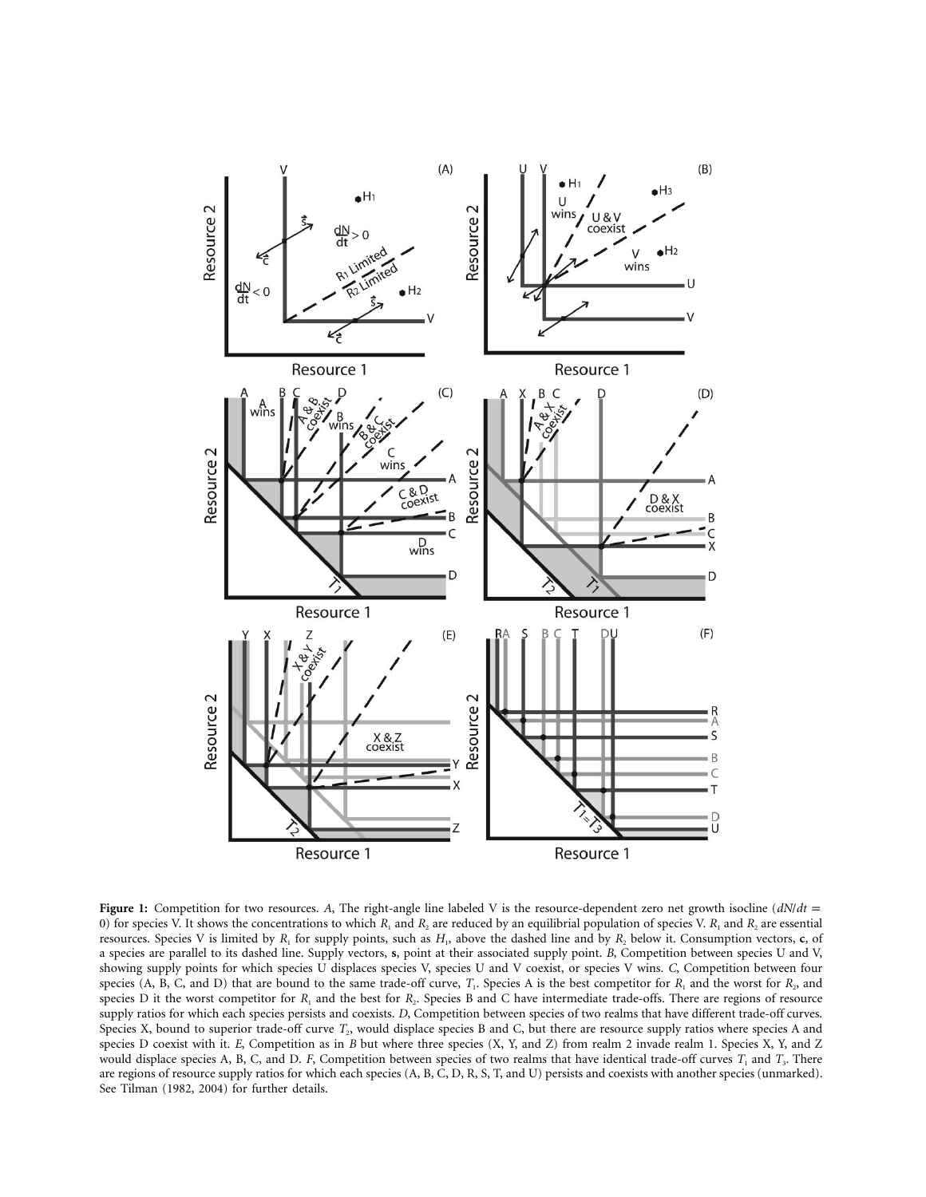**Figure 1:** Competition for two resources. *A*, The right-angle line labeled V is the resource-dependent zero net growth isocline ($dN/dt = 0$) for species V. It shows the concentrations to which $R_1$ and $R_2$ are reduced by an equilibrial population of species V. $R_1$ and $R_2$ are essential resources. Species V is limited by $R_1$ for supply points, such as $H_1$, above the dashed line and by $R_2$ below it. Consumption vectors, **c**, of a species are parallel to its dashed line. Supply vectors, **s**, point at their associated supply point. *B*, Competition between species U and V, showing supply points for which species U displaces species V, species U and V coexist, or species V wins. *C*, Competition between four species (A, B, C, and D) that are bound to the same trade-off curve, $T_1$. Species A is the best competitor for $R_1$ and the worst for $R_2$, and species D it the worst competitor for $R_1$ and the best for $R_2$. Species B and C have intermediate trade-offs. There are regions of resource supply ratios for which each species persists and coexists. *D*, Competition between species of two realms that have different trade-off curves. Species X, bound to superior trade-off curve $T_2$, would displace species B and C, but there are resource supply ratios where species A and species D coexist with it. *E*, Competition as in *B* but where three species (X, Y, and Z) from realm 2 invade realm 1. Species X, Y, and Z would displace species A, B, C, and D. *F*, Competition between species of two realms that have identical trade-off curves $T_1$ and $T_3$. There are regions of resource supply ratios for which each species (A, B, C, D, R, S, T, and U) persists and coexists with another species (unmarked). See Tilman (1982, 2004) for further details.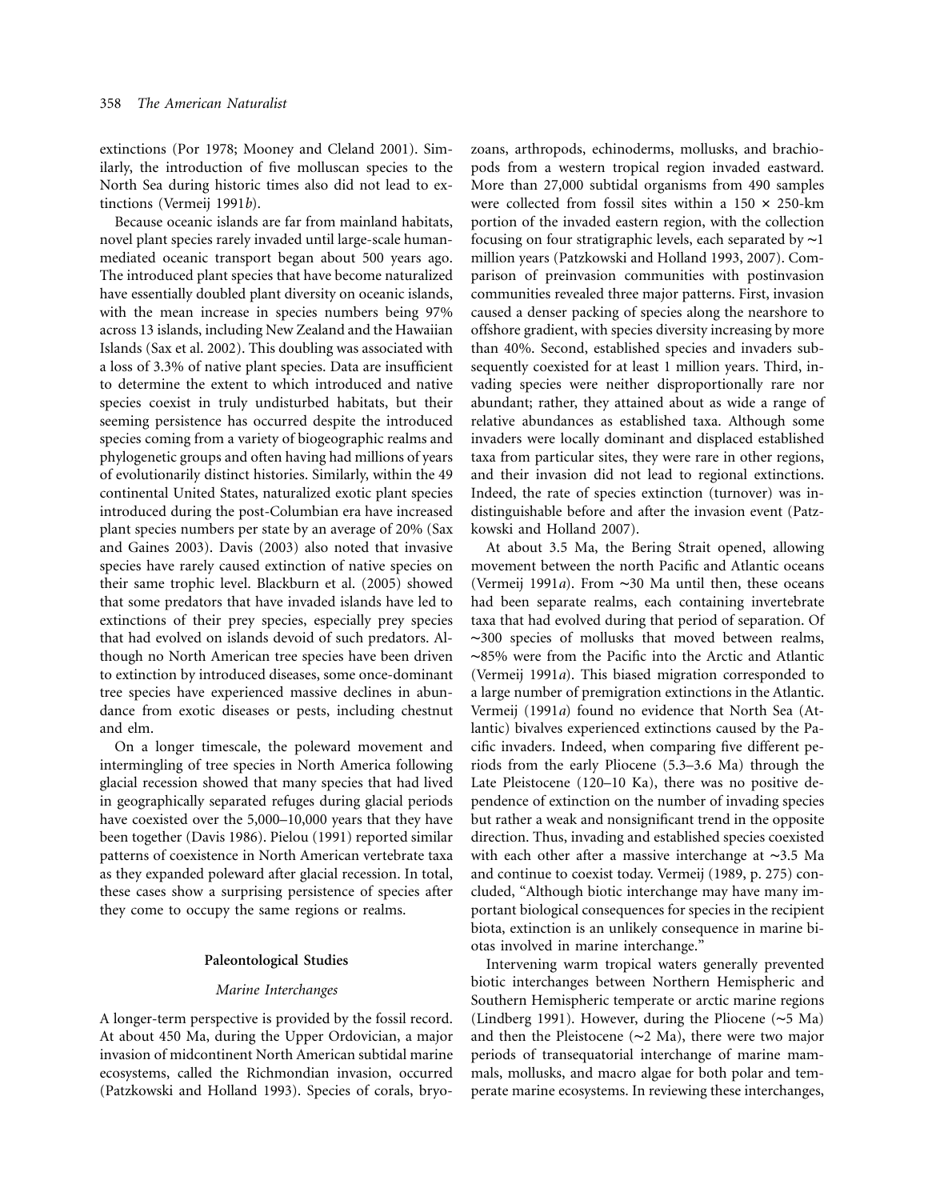extinctions (Por 1978; Mooney and Cleland 2001). Similarly, the introduction of five molluscan species to the North Sea during historic times also did not lead to extinctions (Vermeij 1991*b*).

Because oceanic islands are far from mainland habitats, novel plant species rarely invaded until large-scale human-mediated oceanic transport began about 500 years ago. The introduced plant species that have become naturalized have essentially doubled plant diversity on oceanic islands, with the mean increase in species numbers being 97% across 13 islands, including New Zealand and the Hawaiian Islands (Sax et al. 2002). This doubling was associated with a loss of 3.3% of native plant species. Data are insufficient to determine the extent to which introduced and native species coexist in truly undisturbed habitats, but their seeming persistence has occurred despite the introduced species coming from a variety of biogeographic realms and phylogenetic groups and often having had millions of years of evolutionarily distinct histories. Similarly, within the 49 continental United States, naturalized exotic plant species introduced during the post-Columbian era have increased plant species numbers per state by an average of 20% (Sax and Gaines 2003). Davis (2003) also noted that invasive species have rarely caused extinction of native species on their same trophic level. Blackburn et al. (2005) showed that some predators that have invaded islands have led to extinctions of their prey species, especially prey species that had evolved on islands devoid of such predators. Although no North American tree species have been driven to extinction by introduced diseases, some once-dominant tree species have experienced massive declines in abundance from exotic diseases or pests, including chestnut and elm.

On a longer timescale, the poleward movement and intermingling of tree species in North America following glacial recession showed that many species that had lived in geographically separated refuges during glacial periods have coexisted over the 5,000–10,000 years that they have been together (Davis 1986). Pielou (1991) reported similar patterns of coexistence in North American vertebrate taxa as they expanded poleward after glacial recession. In total, these cases show a surprising persistence of species after they come to occupy the same regions or realms.

## Paleontological Studies

### *Marine Interchanges*

A longer-term perspective is provided by the fossil record. At about 450 Ma, during the Upper Ordovician, a major invasion of midcontinent North American subtidal marine ecosystems, called the Richmondian invasion, occurred (Patzkowski and Holland 1993). Species of corals, bryozoans, arthropods, echinoderms, mollusks, and brachiopods from a western tropical region invaded eastward. More than 27,000 subtidal organisms from 490 samples were collected from fossil sites within a 150 × 250-km portion of the invaded eastern region, with the collection focusing on four stratigraphic levels, each separated by ∼1 million years (Patzkowski and Holland 1993, 2007). Comparison of preinvasion communities with postinvasion communities revealed three major patterns. First, invasion caused a denser packing of species along the nearshore to offshore gradient, with species diversity increasing by more than 40%. Second, established species and invaders subsequently coexisted for at least 1 million years. Third, invading species were neither disproportionally rare nor abundant; rather, they attained about as wide a range of relative abundances as established taxa. Although some invaders were locally dominant and displaced established taxa from particular sites, they were rare in other regions, and their invasion did not lead to regional extinctions. Indeed, the rate of species extinction (turnover) was indistinguishable before and after the invasion event (Patzkowski and Holland 2007).

At about 3.5 Ma, the Bering Strait opened, allowing movement between the north Pacific and Atlantic oceans (Vermeij 1991*a*). From ∼30 Ma until then, these oceans had been separate realms, each containing invertebrate taxa that had evolved during that period of separation. Of ∼300 species of mollusks that moved between realms, ∼85% were from the Pacific into the Arctic and Atlantic (Vermeij 1991*a*). This biased migration corresponded to a large number of premigration extinctions in the Atlantic. Vermeij (1991*a*) found no evidence that North Sea (Atlantic) bivalves experienced extinctions caused by the Pacific invaders. Indeed, when comparing five different periods from the early Pliocene (5.3–3.6 Ma) through the Late Pleistocene (120–10 Ka), there was no positive dependence of extinction on the number of invading species but rather a weak and nonsignificant trend in the opposite direction. Thus, invading and established species coexisted with each other after a massive interchange at ∼3.5 Ma and continue to coexist today. Vermeij (1989, p. 275) concluded, "Although biotic interchange may have many important biological consequences for species in the recipient biota, extinction is an unlikely consequence in marine biotas involved in marine interchange."

Intervening warm tropical waters generally prevented biotic interchanges between Northern Hemispheric and Southern Hemispheric temperate or arctic marine regions (Lindberg 1991). However, during the Pliocene (∼5 Ma) and then the Pleistocene (∼2 Ma), there were two major periods of transequatorial interchange of marine mammals, mollusks, and macro algae for both polar and temperate marine ecosystems. In reviewing these interchanges,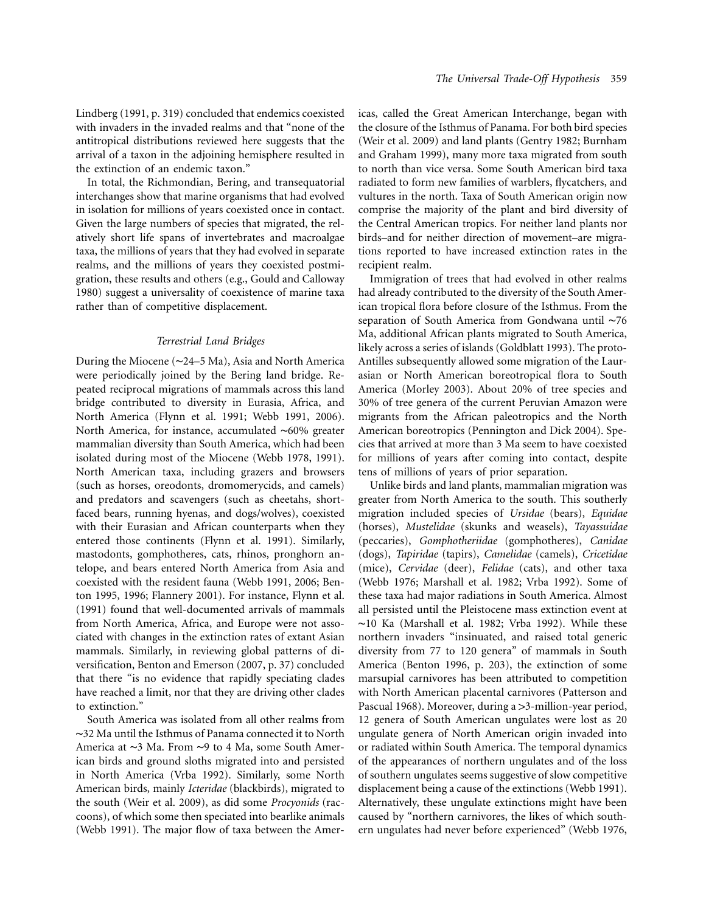Lindberg (1991, p. 319) concluded that endemics coexisted with invaders in the invaded realms and that "none of the antitropical distributions reviewed here suggests that the arrival of a taxon in the adjoining hemisphere resulted in the extinction of an endemic taxon."

In total, the Richmondian, Bering, and transequatorial interchanges show that marine organisms that had evolved in isolation for millions of years coexisted once in contact. Given the large numbers of species that migrated, the relatively short life spans of invertebrates and macroalgae taxa, the millions of years that they had evolved in separate realms, and the millions of years they coexisted postmigration, these results and others (e.g., Gould and Calloway 1980) suggest a universality of coexistence of marine taxa rather than of competitive displacement.

### *Terrestrial Land Bridges*

During the Miocene (∼24–5 Ma), Asia and North America were periodically joined by the Bering land bridge. Repeated reciprocal migrations of mammals across this land bridge contributed to diversity in Eurasia, Africa, and North America (Flynn et al. 1991; Webb 1991, 2006). North America, for instance, accumulated ∼60% greater mammalian diversity than South America, which had been isolated during most of the Miocene (Webb 1978, 1991). North American taxa, including grazers and browsers (such as horses, oreodonts, dromomerycids, and camels) and predators and scavengers (such as cheetahs, short-faced bears, running hyenas, and dogs/wolves), coexisted with their Eurasian and African counterparts when they entered those continents (Flynn et al. 1991). Similarly, mastodonts, gomphotheres, cats, rhinos, pronghorn antelope, and bears entered North America from Asia and coexisted with the resident fauna (Webb 1991, 2006; Benton 1995, 1996; Flannery 2001). For instance, Flynn et al. (1991) found that well-documented arrivals of mammals from North America, Africa, and Europe were not associated with changes in the extinction rates of extant Asian mammals. Similarly, in reviewing global patterns of diversification, Benton and Emerson (2007, p. 37) concluded that there "is no evidence that rapidly speciating clades have reached a limit, nor that they are driving other clades to extinction."

South America was isolated from all other realms from ∼32 Ma until the Isthmus of Panama connected it to North America at ∼3 Ma. From ∼9 to 4 Ma, some South American birds and ground sloths migrated into and persisted in North America (Vrba 1992). Similarly, some North American birds, mainly *Icteridae* (blackbirds), migrated to the south (Weir et al. 2009), as did some *Procyonids* (raccoons), of which some then speciated into bearlike animals (Webb 1991). The major flow of taxa between the Americas, called the Great American Interchange, began with the closure of the Isthmus of Panama. For both bird species (Weir et al. 2009) and land plants (Gentry 1982; Burnham and Graham 1999), many more taxa migrated from south to north than vice versa. Some South American bird taxa radiated to form new families of warblers, flycatchers, and vultures in the north. Taxa of South American origin now comprise the majority of the plant and bird diversity of the Central American tropics. For neither land plants nor birds–and for neither direction of movement–are migrations reported to have increased extinction rates in the recipient realm.

Immigration of trees that had evolved in other realms had already contributed to the diversity of the South American tropical flora before closure of the Isthmus. From the separation of South America from Gondwana until ∼76 Ma, additional African plants migrated to South America, likely across a series of islands (Goldblatt 1993). The proto-Antilles subsequently allowed some migration of the Laurasian or North American boreotropical flora to South America (Morley 2003). About 20% of tree species and 30% of tree genera of the current Peruvian Amazon were migrants from the African paleotropics and the North American boreotropics (Pennington and Dick 2004). Species that arrived at more than 3 Ma seem to have coexisted for millions of years after coming into contact, despite tens of millions of years of prior separation.

Unlike birds and land plants, mammalian migration was greater from North America to the south. This southerly migration included species of *Ursidae* (bears), *Equidae* (horses), *Mustelidae* (skunks and weasels), *Tayassuidae* (peccaries), *Gomphotheriidae* (gomphotheres), *Canidae* (dogs), *Tapiridae* (tapirs), *Camelidae* (camels), *Cricetidae* (mice), *Cervidae* (deer), *Felidae* (cats), and other taxa (Webb 1976; Marshall et al. 1982; Vrba 1992). Some of these taxa had major radiations in South America. Almost all persisted until the Pleistocene mass extinction event at ∼10 Ka (Marshall et al. 1982; Vrba 1992). While these northern invaders "insinuated, and raised total generic diversity from 77 to 120 genera" of mammals in South America (Benton 1996, p. 203), the extinction of some marsupial carnivores has been attributed to competition with North American placental carnivores (Patterson and Pascual 1968). Moreover, during a >3-million-year period, 12 genera of South American ungulates were lost as 20 ungulate genera of North American origin invaded into or radiated within South America. The temporal dynamics of the appearances of northern ungulates and of the loss of southern ungulates seems suggestive of slow competitive displacement being a cause of the extinctions (Webb 1991). Alternatively, these ungulate extinctions might have been caused by "northern carnivores, the likes of which southern ungulates had never before experienced" (Webb 1976,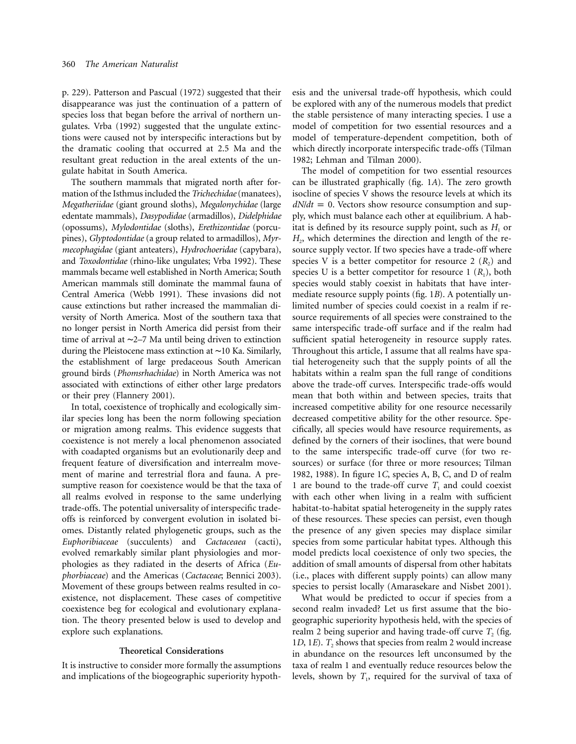p. 229). Patterson and Pascual (1972) suggested that their disappearance was just the continuation of a pattern of species loss that began before the arrival of northern ungulates. Vrba (1992) suggested that the ungulate extinctions were caused not by interspecific interactions but by the dramatic cooling that occurred at 2.5 Ma and the resultant great reduction in the areal extents of the ungulate habitat in South America.

The southern mammals that migrated north after formation of the Isthmus included the *Trichechidae* (manatees), *Megatheriidae* (giant ground sloths), *Megalonychidae* (large edentate mammals), *Dasypodidae* (armadillos), *Didelphidae* (opossums), *Mylodontidae* (sloths), *Erethizontidae* (porcupines), *Glyptodontidae* (a group related to armadillos), *Myrmecophagidae* (giant anteaters), *Hydrochoeridae* (capybara), and *Toxodontidae* (rhino-like ungulates; Vrba 1992). These mammals became well established in North America; South American mammals still dominate the mammal fauna of Central America (Webb 1991). These invasions did not cause extinctions but rather increased the mammalian diversity of North America. Most of the southern taxa that no longer persist in North America did persist from their time of arrival at ∼2–7 Ma until being driven to extinction during the Pleistocene mass extinction at ∼10 Ka. Similarly, the establishment of large predaceous South American ground birds (*Phomsrhachidae*) in North America was not associated with extinctions of either other large predators or their prey (Flannery 2001).

In total, coexistence of trophically and ecologically similar species long has been the norm following speciation or migration among realms. This evidence suggests that coexistence is not merely a local phenomenon associated with coadapted organisms but an evolutionarily deep and frequent feature of diversification and interrealm movement of marine and terrestrial flora and fauna. A presumptive reason for coexistence would be that the taxa of all realms evolved in response to the same underlying trade-offs. The potential universality of interspecific trade-offs is reinforced by convergent evolution in isolated biomes. Distantly related phylogenetic groups, such as the *Euphoribiaceae* (succulents) and *Cactaceaea* (cacti), evolved remarkably similar plant physiologies and morphologies as they radiated in the deserts of Africa (*Euphorbiaceae*) and the Americas (*Cactaceae*; Bennici 2003). Movement of these groups between realms resulted in coexistence, not displacement. These cases of competitive coexistence beg for ecological and evolutionary explanation. The theory presented below is used to develop and explore such explanations.

## Theoretical Considerations

It is instructive to consider more formally the assumptions and implications of the biogeographic superiority hypothesis and the universal trade-off hypothesis, which could be explored with any of the numerous models that predict the stable persistence of many interacting species. I use a model of competition for two essential resources and a model of temperature-dependent competition, both of which directly incorporate interspecific trade-offs (Tilman 1982; Lehman and Tilman 2000).

The model of competition for two essential resources can be illustrated graphically (fig. 1*A*). The zero growth isocline of species V shows the resource levels at which its $dN/dt = 0$. Vectors show resource consumption and supply, which must balance each other at equilibrium. A habitat is defined by its resource supply point, such as $H_1$ or $H_2$, which determines the direction and length of the resource supply vector. If two species have a trade-off where species V is a better competitor for resource 2 ($R_2$) and species U is a better competitor for resource 1 ($R_1$), both species would stably coexist in habitats that have intermediate resource supply points (fig. 1*B*). A potentially unlimited number of species could coexist in a realm if resource requirements of all species were constrained to the same interspecific trade-off surface and if the realm had sufficient spatial heterogeneity in resource supply rates. Throughout this article, I assume that all realms have spatial heterogeneity such that the supply points of all the habitats within a realm span the full range of conditions above the trade-off curves. Interspecific trade-offs would mean that both within and between species, traits that increased competitive ability for one resource necessarily decreased competitive ability for the other resource. Specifically, all species would have resource requirements, as defined by the corners of their isoclines, that were bound to the same interspecific trade-off curve (for two resources) or surface (for three or more resources; Tilman 1982, 1988). In figure 1*C*, species A, B, C, and D of realm 1 are bound to the trade-off curve $T_1$ and could coexist with each other when living in a realm with sufficient habitat-to-habitat spatial heterogeneity in the supply rates of these resources. These species can persist, even though the presence of any given species may displace similar species from some particular habitat types. Although this model predicts local coexistence of only two species, the addition of small amounts of dispersal from other habitats (i.e., places with different supply points) can allow many species to persist locally (Amarasekare and Nisbet 2001).

What would be predicted to occur if species from a second realm invaded? Let us first assume that the biogeographic superiority hypothesis held, with the species of realm 2 being superior and having trade-off curve $T_2$ (fig. 1*D*, 1*E*). $T_2$ shows that species from realm 2 would increase in abundance on the resources left unconsumed by the taxa of realm 1 and eventually reduce resources below the levels, shown by $T_1$, required for the survival of taxa of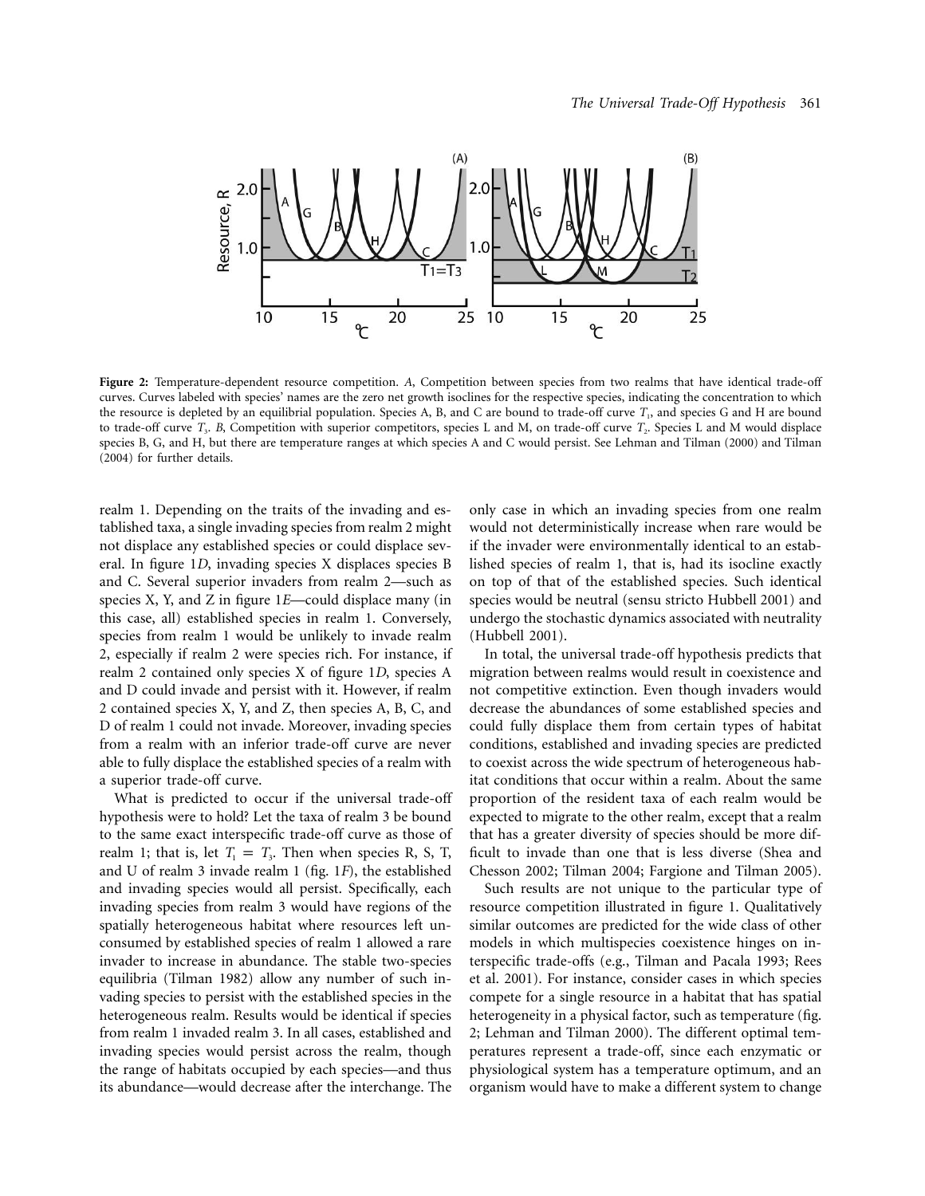**Figure 2:** Temperature-dependent resource competition. *A*, Competition between species from two realms that have identical trade-off curves. Curves labeled with species' names are the zero net growth isoclines for the respective species, indicating the concentration to which the resource is depleted by an equilibrial population. Species A, B, and C are bound to trade-off curve $T_1$, and species G and H are bound to trade-off curve $T_3$. *B*, Competition with superior competitors, species L and M, on trade-off curve $T_2$. Species L and M would displace species B, G, and H, but there are temperature ranges at which species A and C would persist. See Lehman and Tilman (2000) and Tilman (2004) for further details.

realm 1. Depending on the traits of the invading and established taxa, a single invading species from realm 2 might not displace any established species or could displace several. In figure 1*D*, invading species X displaces species B and C. Several superior invaders from realm 2—such as species X, Y, and Z in figure 1*E*—could displace many (in this case, all) established species in realm 1. Conversely, species from realm 1 would be unlikely to invade realm 2, especially if realm 2 were species rich. For instance, if realm 2 contained only species X of figure 1*D*, species A and D could invade and persist with it. However, if realm 2 contained species X, Y, and Z, then species A, B, C, and D of realm 1 could not invade. Moreover, invading species from a realm with an inferior trade-off curve are never able to fully displace the established species of a realm with a superior trade-off curve.

What is predicted to occur if the universal trade-off hypothesis were to hold? Let the taxa of realm 3 be bound to the same exact interspecific trade-off curve as those of realm 1; that is, let $T_1 = T_3$. Then when species R, S, T, and U of realm 3 invade realm 1 (fig. 1*F*), the established and invading species would all persist. Specifically, each invading species from realm 3 would have regions of the spatially heterogeneous habitat where resources left unconsumed by established species of realm 1 allowed a rare invader to increase in abundance. The stable two-species equilibria (Tilman 1982) allow any number of such invading species to persist with the established species in the heterogeneous realm. Results would be identical if species from realm 1 invaded realm 3. In all cases, established and invading species would persist across the realm, though the range of habitats occupied by each species—and thus its abundance—would decrease after the interchange. The only case in which an invading species from one realm would not deterministically increase when rare would be if the invader were environmentally identical to an established species of realm 1, that is, had its isocline exactly on top of that of the established species. Such identical species would be neutral (sensu stricto Hubbell 2001) and undergo the stochastic dynamics associated with neutrality (Hubbell 2001).

In total, the universal trade-off hypothesis predicts that migration between realms would result in coexistence and not competitive extinction. Even though invaders would decrease the abundances of some established species and could fully displace them from certain types of habitat conditions, established and invading species are predicted to coexist across the wide spectrum of heterogeneous habitat conditions that occur within a realm. About the same proportion of the resident taxa of each realm would be expected to migrate to the other realm, except that a realm that has a greater diversity of species should be more difficult to invade than one that is less diverse (Shea and Chesson 2002; Tilman 2004; Fargione and Tilman 2005).

Such results are not unique to the particular type of resource competition illustrated in figure 1. Qualitatively similar outcomes are predicted for the wide class of other models in which multispecies coexistence hinges on interspecific trade-offs (e.g., Tilman and Pacala 1993; Rees et al. 2001). For instance, consider cases in which species compete for a single resource in a habitat that has spatial heterogeneity in a physical factor, such as temperature (fig. 2; Lehman and Tilman 2000). The different optimal temperatures represent a trade-off, since each enzymatic or physiological system has a temperature optimum, and an organism would have to make a different system to change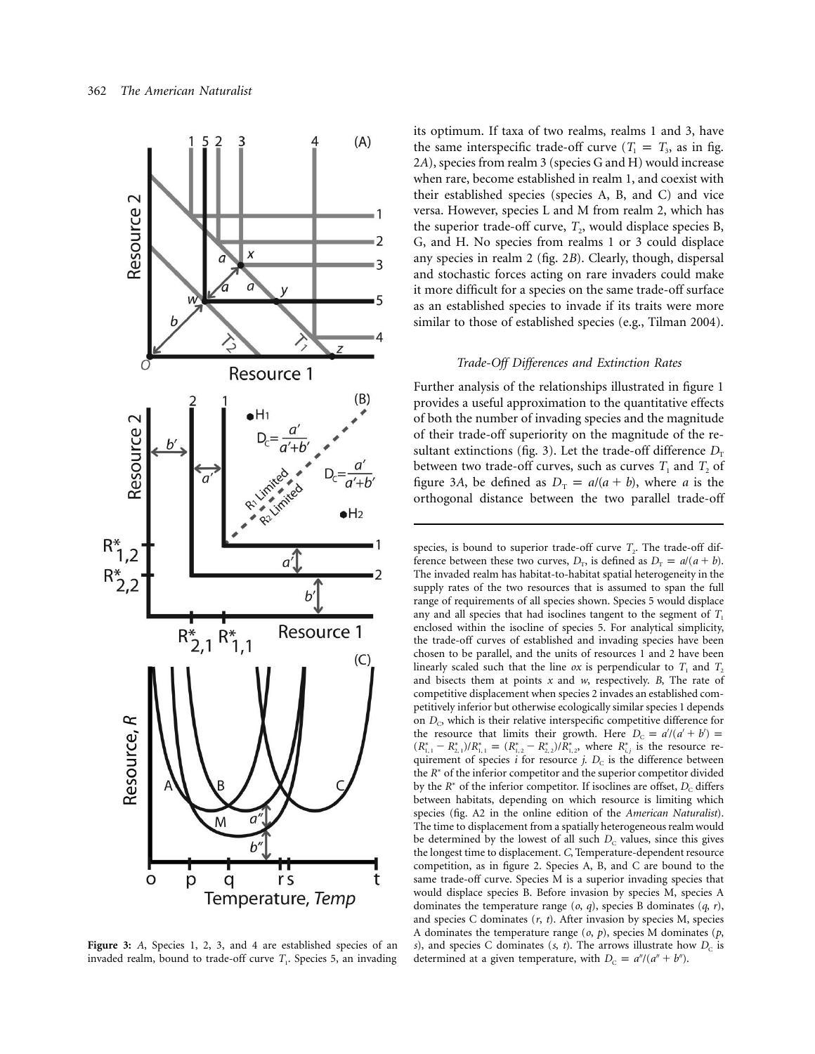its optimum. If taxa of two realms, realms 1 and 3, have the same interspecific trade-off curve ($T_1 = T_3$, as in fig. 2*A*), species from realm 3 (species G and H) would increase when rare, become established in realm 1, and coexist with their established species (species A, B, and C) and vice versa. However, species L and M from realm 2, which has the superior trade-off curve, $T_2$, would displace species B, G, and H. No species from realms 1 or 3 could displace any species in realm 2 (fig. 2*B*). Clearly, though, dispersal and stochastic forces acting on rare invaders could make it more difficult for a species on the same trade-off surface as an established species to invade if its traits were more similar to those of established species (e.g., Tilman 2004).

### *Trade-Off Differences and Extinction Rates*

Further analysis of the relationships illustrated in figure 1 provides a useful approximation to the quantitative effects of both the number of invading species and the magnitude of their trade-off superiority on the magnitude of the resultant extinctions (fig. 3). Let the trade-off difference $D_T$ between two trade-off curves, such as curves $T_1$ and $T_2$ of figure 3*A*, be defined as $D_T = a/(a + b)$, where $a$ is the orthogonal distance between the two parallel trade-off

**Figure 3:** *A*, Species 1, 2, 3, and 4 are established species of an invaded realm, bound to trade-off curve $T_1$. Species 5, an invading species, is bound to superior trade-off curve $T_2$. The trade-off difference between these two curves, $D_T$, is defined as $D_T = a/(a + b)$. The invaded realm has habitat-to-habitat spatial heterogeneity in the supply rates of the two resources that is assumed to span the full range of requirements of all species shown. Species 5 would displace any and all species that had isoclines tangent to the segment of $T_1$ enclosed within the isocline of species 5. For analytical simplicity, the trade-off curves of established and invading species have been chosen to be parallel, and the units of resources 1 and 2 have been linearly scaled such that the line $ox$ is perpendicular to $T_1$ and $T_2$ and bisects them at points $x$ and $w$, respectively. *B*, The rate of competitive displacement when species 2 invades an established competitively inferior but otherwise ecologically similar species 1 depends on $D_C$, which is their relative interspecific competitive difference for the resource that limits their growth. Here $D_C = a'/(a' + b') = (R^*_{1,1} - R^*_{2,1})/R^*_{1,1} = (R^*_{1,2} - R^*_{2,2})/R^*_{1,2}$, where $R^*_{i,j}$ is the resource requirement of species $i$ for resource $j$. $D_C$ is the difference between the $R^*$ of the inferior competitor and the superior competitor divided by the $R^*$ of the inferior competitor. If isoclines are offset, $D_C$ differs between habitats, depending on which resource is limiting which species (fig. A2 in the online edition of the *American Naturalist*). The time to displacement from a spatially heterogeneous realm would be determined by the lowest of all such $D_C$ values, since this gives the longest time to displacement. *C*, Temperature-dependent resource competition, as in figure 2. Species A, B, and C are bound to the same trade-off curve. Species M is a superior invading species that would displace species B. Before invasion by species M, species A dominates the temperature range ($o$, $q$), species B dominates ($q$, $r$), and species C dominates ($r$, $t$). After invasion by species M, species A dominates the temperature range ($o$, $p$), species M dominates ($p$, $s$), and species C dominates ($s$, $t$). The arrows illustrate how $D_C$ is determined at a given temperature, with $D_C = a''/(a'' + b'')$.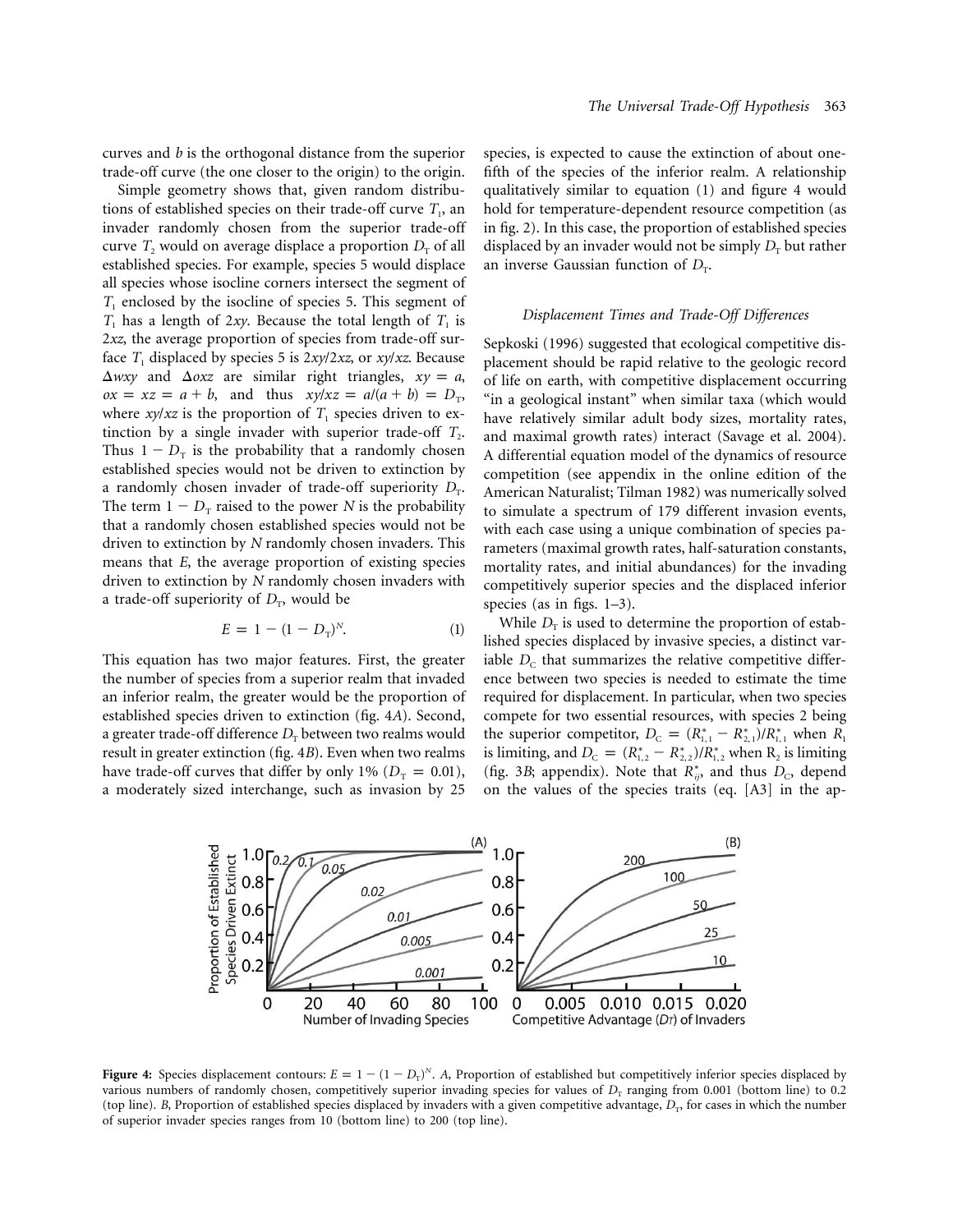curves and $b$ is the orthogonal distance from the superior trade-off curve (the one closer to the origin) to the origin.

Simple geometry shows that, given random distributions of established species on their trade-off curve $T_1$, an invader randomly chosen from the superior trade-off curve $T_2$ would on average displace a proportion $D_T$ of all established species. For example, species 5 would displace all species whose isocline corners intersect the segment of $T_1$ enclosed by the isocline of species 5. This segment of $T_1$ has a length of $2xy$. Because the total length of $T_1$ is $2xz$, the average proportion of species from trade-off surface $T_1$ displaced by species 5 is $2xy/2xz$, or $xy/xz$. Because $\Delta wxy$ and $\Delta oxz$ are similar right triangles, $xy = a$, $ox = xz = a + b$, and thus $xy/xz = a/(a + b) = D_T$, where $xy/xz$ is the proportion of $T_1$ species driven to extinction by a single invader with superior trade-off $T_2$. Thus $1 - D_T$ is the probability that a randomly chosen established species would not be driven to extinction by a randomly chosen invader of trade-off superiority $D_T$. The term $1 - D_T$ raised to the power $N$ is the probability that a randomly chosen established species would not be driven to extinction by $N$ randomly chosen invaders. This means that $E$, the average proportion of existing species driven to extinction by $N$ randomly chosen invaders with a trade-off superiority of $D_T$, would be

$$E = 1 - (1 - D_T)^N. \tag{1}$$

This equation has two major features. First, the greater the number of species from a superior realm that invaded an inferior realm, the greater would be the proportion of established species driven to extinction (fig. 4$A$). Second, a greater trade-off difference $D_T$ between two realms would result in greater extinction (fig. 4$B$). Even when two realms have trade-off curves that differ by only 1% ($D_T = 0.01$), a moderately sized interchange, such as invasion by 25 species, is expected to cause the extinction of about one-fifth of the species of the inferior realm. A relationship qualitatively similar to equation (1) and figure 4 would hold for temperature-dependent resource competition (as in fig. 2). In this case, the proportion of established species displaced by an invader would not be simply $D_T$ but rather an inverse Gaussian function of $D_T$.

### *Displacement Times and Trade-Off Differences*

Sepkoski (1996) suggested that ecological competitive displacement should be rapid relative to the geologic record of life on earth, with competitive displacement occurring "in a geological instant" when similar taxa (which would have relatively similar adult body sizes, mortality rates, and maximal growth rates) interact (Savage et al. 2004). A differential equation model of the dynamics of resource competition (see appendix in the online edition of the American Naturalist; Tilman 1982) was numerically solved to simulate a spectrum of 179 different invasion events, with each case using a unique combination of species parameters (maximal growth rates, half-saturation constants, mortality rates, and initial abundances) for the invading competitively superior species and the displaced inferior species (as in figs. 1–3).

While $D_T$ is used to determine the proportion of established species displaced by invasive species, a distinct variable $D_C$ that summarizes the relative competitive difference between two species is needed to estimate the time required for displacement. In particular, when two species compete for two essential resources, with species 2 being the superior competitor, $D_C = (R^*_{1,1} - R^*_{2,1})/R^*_{1,1}$ when $R_1$ is limiting, and $D_C = (R^*_{1,2} - R^*_{2,2})/R^*_{1,2}$ when $R_2$ is limiting (fig. 3$B$; appendix). Note that $R^*_{ij}$, and thus $D_C$, depend on the values of the species traits (eq. [A3] in the ap-

**Figure 4:** Species displacement contours: $E = 1 - (1 - D_T)^N$. $A$, Proportion of established but competitively inferior species displaced by various numbers of randomly chosen, competitively superior invading species for values of $D_T$ ranging from 0.001 (bottom line) to 0.2 (top line). $B$, Proportion of established species displaced by invaders with a given competitive advantage, $D_T$, for cases in which the number of superior invader species ranges from 10 (bottom line) to 200 (top line).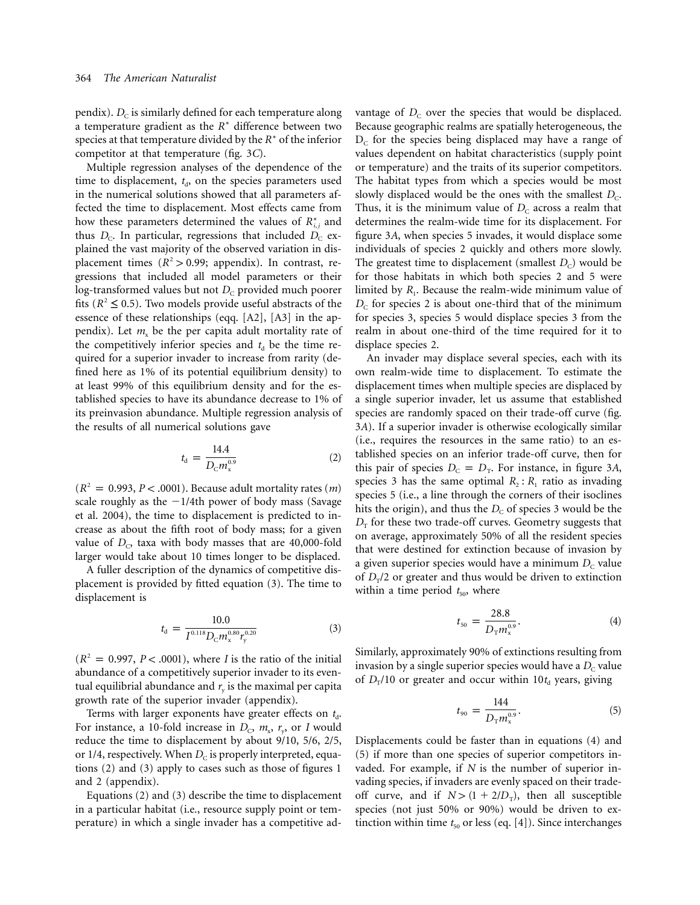pendix). $D_C$ is similarly defined for each temperature along a temperature gradient as the $R^*$ difference between two species at that temperature divided by the $R^*$ of the inferior competitor at that temperature (fig. 3*C*).

Multiple regression analyses of the dependence of the time to displacement, $t_d$, on the species parameters used in the numerical solutions showed that all parameters affected the time to displacement. Most effects came from how these parameters determined the values of $R^*_{i,j}$ and thus $D_C$. In particular, regressions that included $D_C$ explained the vast majority of the observed variation in displacement times ($R^2 > 0.99$; appendix). In contrast, regressions that included all model parameters or their log-transformed values but not $D_C$ provided much poorer fits ($R^2 \leq 0.5$). Two models provide useful abstracts of the essence of these relationships (eqq. [A2], [A3] in the appendix). Let $m_x$ be the per capita adult mortality rate of the competitively inferior species and $t_d$ be the time required for a superior invader to increase from rarity (defined here as 1% of its potential equilibrium density) to at least 99% of this equilibrium density and for the established species to have its abundance decrease to 1% of its preinvasion abundance. Multiple regression analysis of the results of all numerical solutions gave

$$t_d = \frac{14.4}{D_C m_x^{0.9}} \tag{2}$$

($R^2 = 0.993$, $P < .0001$). Because adult mortality rates ($m$) scale roughly as the $-1/4$th power of body mass (Savage et al. 2004), the time to displacement is predicted to increase as about the fifth root of body mass; for a given value of $D_C$, taxa with body masses that are 40,000-fold larger would take about 10 times longer to be displaced.

A fuller description of the dynamics of competitive displacement is provided by fitted equation (3). The time to displacement is

$$t_d = \frac{10.0}{I^{0.118} D_C m_x^{0.80} r_y^{0.20}} \tag{3}$$

($R^2 = 0.997$, $P < .0001$), where $I$ is the ratio of the initial abundance of a competitively superior invader to its eventual equilibrial abundance and $r_y$ is the maximal per capita growth rate of the superior invader (appendix).

Terms with larger exponents have greater effects on $t_d$. For instance, a 10-fold increase in $D_C$, $m_x$, $r_y$, or $I$ would reduce the time to displacement by about 9/10, 5/6, 2/5, or 1/4, respectively. When $D_C$ is properly interpreted, equations (2) and (3) apply to cases such as those of figures 1 and 2 (appendix).

Equations (2) and (3) describe the time to displacement in a particular habitat (i.e., resource supply point or temperature) in which a single invader has a competitive advantage of $D_C$ over the species that would be displaced. Because geographic realms are spatially heterogeneous, the $D_C$ for the species being displaced may have a range of values dependent on habitat characteristics (supply point or temperature) and the traits of its superior competitors. The habitat types from which a species would be most slowly displaced would be the ones with the smallest $D_C$. Thus, it is the minimum value of $D_C$ across a realm that determines the realm-wide time for its displacement. For figure 3*A*, when species 5 invades, it would displace some individuals of species 2 quickly and others more slowly. The greatest time to displacement (smallest $D_C$) would be for those habitats in which both species 2 and 5 were limited by $R_1$. Because the realm-wide minimum value of $D_C$ for species 2 is about one-third that of the minimum for species 3, species 5 would displace species 3 from the realm in about one-third of the time required for it to displace species 2.

An invader may displace several species, each with its own realm-wide time to displacement. To estimate the displacement times when multiple species are displaced by a single superior invader, let us assume that established species are randomly spaced on their trade-off curve (fig. 3*A*). If a superior invader is otherwise ecologically similar (i.e., requires the resources in the same ratio) to an established species on an inferior trade-off curve, then for this pair of species $D_C = D_T$. For instance, in figure 3*A*, species 3 has the same optimal $R_2 : R_1$ ratio as invading species 5 (i.e., a line through the corners of their isoclines hits the origin), and thus the $D_C$ of species 3 would be the $D_T$ for these two trade-off curves. Geometry suggests that on average, approximately 50% of all the resident species that were destined for extinction because of invasion by a given superior species would have a minimum $D_C$ value of $D_T/2$ or greater and thus would be driven to extinction within a time period $t_{50}$, where

$$t_{50} = \frac{28.8}{D_T m_x^{0.9}}. \tag{4}$$

Similarly, approximately 90% of extinctions resulting from invasion by a single superior species would have a $D_C$ value of $D_T/10$ or greater and occur within $10t_d$ years, giving

$$t_{90} = \frac{144}{D_T m_x^{0.9}}. \tag{5}$$

Displacements could be faster than in equations (4) and (5) if more than one species of superior competitors invaded. For example, if $N$ is the number of superior invading species, if invaders are evenly spaced on their trade-off curve, and if $N > (1 + 2/D_T)$, then all susceptible species (not just 50% or 90%) would be driven to extinction within time $t_{50}$ or less (eq. [4]). Since interchanges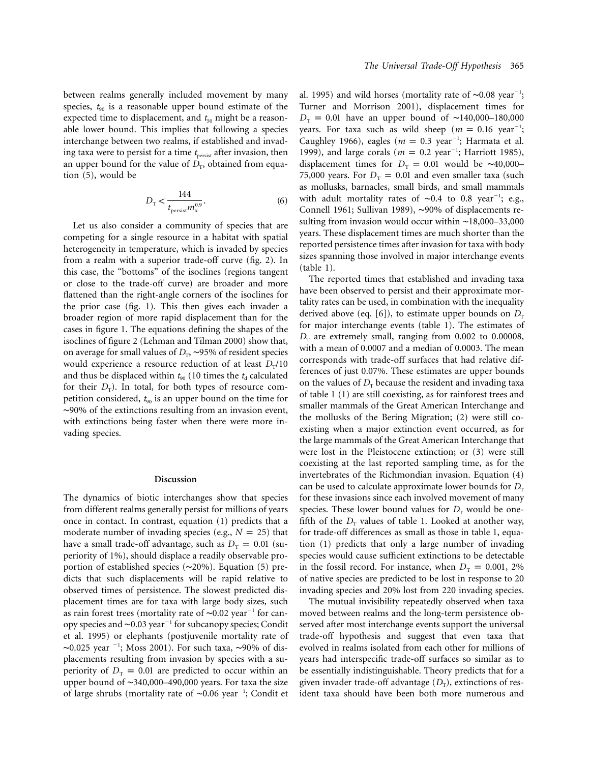between realms generally included movement by many species, $t_{90}$ is a reasonable upper bound estimate of the expected time to displacement, and $t_{50}$ might be a reasonable lower bound. This implies that following a species interchange between two realms, if established and invading taxa were to persist for a time $t_{\text{persist}}$ after invasion, then an upper bound for the value of $D_T$, obtained from equation (5), would be

$$D_T < \frac{144}{t_{\text{persist}} m_x^{0.9}}. \tag{6}$$

Let us also consider a community of species that are competing for a single resource in a habitat with spatial heterogeneity in temperature, which is invaded by species from a realm with a superior trade-off curve (fig. 2). In this case, the "bottoms" of the isoclines (regions tangent or close to the trade-off curve) are broader and more flattened than the right-angle corners of the isoclines for the prior case (fig. 1). This then gives each invader a broader region of more rapid displacement than for the cases in figure 1. The equations defining the shapes of the isoclines of figure 2 (Lehman and Tilman 2000) show that, on average for small values of $D_T$, ~95% of resident species would experience a resource reduction of at least $D_T/10$ and thus be displaced within $t_{90}$ (10 times the $t_d$ calculated for their $D_T$). In total, for both types of resource competition considered, $t_{90}$ is an upper bound on the time for ~90% of the extinctions resulting from an invasion event, with extinctions being faster when there were more invading species.

## Discussion

The dynamics of biotic interchanges show that species from different realms generally persist for millions of years once in contact. In contrast, equation (1) predicts that a moderate number of invading species (e.g., $N = 25$) that have a small trade-off advantage, such as $D_T = 0.01$ (superiority of 1%), should displace a readily observable proportion of established species (~20%). Equation (5) predicts that such displacements will be rapid relative to observed times of persistence. The slowest predicted displacement times are for taxa with large body sizes, such as rain forest trees (mortality rate of ~0.02 year$^{-1}$ for canopy species and ~0.03 year$^{-1}$ for subcanopy species; Condit et al. 1995) or elephants (postjuvenile mortality rate of ~0.025 year$^{-1}$; Moss 2001). For such taxa, ~90% of displacements resulting from invasion by species with a superiority of $D_T = 0.01$ are predicted to occur within an upper bound of ~340,000–490,000 years. For taxa the size of large shrubs (mortality rate of ~0.06 year$^{-1}$; Condit et al. 1995) and wild horses (mortality rate of ~0.08 year$^{-1}$; Turner and Morrison 2001), displacement times for $D_T = 0.01$ have an upper bound of ~140,000–180,000 years. For taxa such as wild sheep ($m = 0.16$ year$^{-1}$; Caughley 1966), eagles ($m = 0.3$ year$^{-1}$; Harmata et al. 1999), and large corals ($m = 0.2$ year$^{-1}$; Harriott 1985), displacement times for $D_T = 0.01$ would be ~40,000–75,000 years. For $D_T = 0.01$ and even smaller taxa (such as mollusks, barnacles, small birds, and small mammals with adult mortality rates of ~0.4 to 0.8 year$^{-1}$; e.g., Connell 1961; Sullivan 1989), ~90% of displacements resulting from invasion would occur within ~18,000–33,000 years. These displacement times are much shorter than the reported persistence times after invasion for taxa with body sizes spanning those involved in major interchange events (table 1).

The reported times that established and invading taxa have been observed to persist and their approximate mortality rates can be used, in combination with the inequality derived above (eq. [6]), to estimate upper bounds on $D_T$ for major interchange events (table 1). The estimates of $D_T$ are extremely small, ranging from 0.002 to 0.00008, with a mean of 0.0007 and a median of 0.0003. The mean corresponds with trade-off surfaces that had relative differences of just 0.07%. These estimates are upper bounds on the values of $D_T$ because the resident and invading taxa of table 1 (1) are still coexisting, as for rainforest trees and smaller mammals of the Great American Interchange and the mollusks of the Bering Migration; (2) were still coexisting when a major extinction event occurred, as for the large mammals of the Great American Interchange that were lost in the Pleistocene extinction; or (3) were still coexisting at the last reported sampling time, as for the invertebrates of the Richmondian invasion. Equation (4) can be used to calculate approximate lower bounds for $D_T$ for these invasions since each involved movement of many species. These lower bound values for $D_T$ would be one-fifth of the $D_T$ values of table 1. Looked at another way, for trade-off differences as small as those in table 1, equation (1) predicts that only a large number of invading species would cause sufficient extinctions to be detectable in the fossil record. For instance, when $D_T = 0.001$, 2% of native species are predicted to be lost in response to 20 invading species and 20% lost from 220 invading species.

The mutual invisibility repeatedly observed when taxa moved between realms and the long-term persistence observed after most interchange events support the universal trade-off hypothesis and suggest that even taxa that evolved in realms isolated from each other for millions of years had interspecific trade-off surfaces so similar as to be essentially indistinguishable. Theory predicts that for a given invader trade-off advantage ($D_T$), extinctions of resident taxa should have been both more numerous and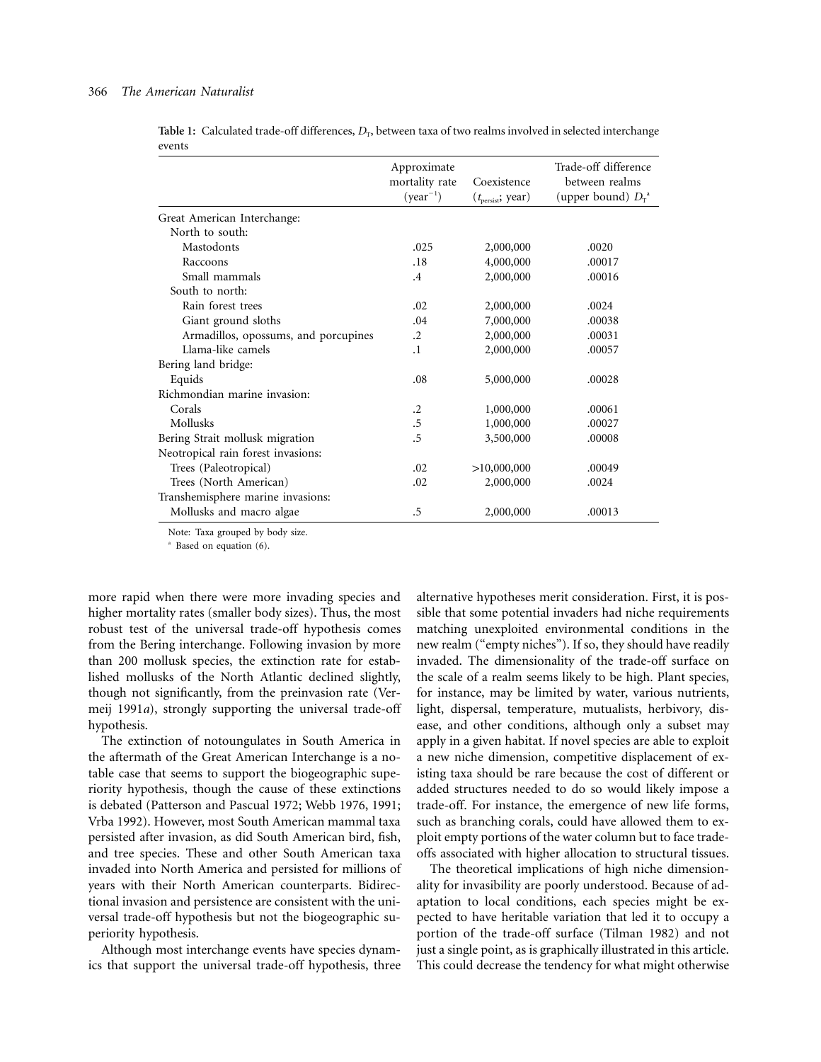**Table 1:** Calculated trade-off differences, $D_T$, between taxa of two realms involved in selected interchange events

| | Approximate mortality rate (year$^{-1}$) | Coexistence ($t_{persist}$; year) | Trade-off difference between realms (upper bound) $D_T$[a] |
|---|---|---|---|
| Great American Interchange: | | | |
| North to south: | | | |
| Mastodonts | .025 | 2,000,000 | .0020 |
| Raccoons | .18 | 4,000,000 | .00017 |
| Small mammals | .4 | 2,000,000 | .00016 |
| South to north: | | | |
| Rain forest trees | .02 | 2,000,000 | .0024 |
| Giant ground sloths | .04 | 7,000,000 | .00038 |
| Armadillos, opossums, and porcupines | .2 | 2,000,000 | .00031 |
| Llama-like camels | .1 | 2,000,000 | .00057 |
| Bering land bridge: | | | |
| Equids | .08 | 5,000,000 | .00028 |
| Richmondian marine invasion: | | | |
| Corals | .2 | 1,000,000 | .00061 |
| Mollusks | .5 | 1,000,000 | .00027 |
| Bering Strait mollusk migration | .5 | 3,500,000 | .00008 |
| Neotropical rain forest invasions: | | | |
| Trees (Paleotropical) | .02 | >10,000,000 | .00049 |
| Trees (North American) | .02 | 2,000,000 | .0024 |
| Transhemisphere marine invasions: | | | |
| Mollusks and macro algae | .5 | 2,000,000 | .00013 |

Note: Taxa grouped by body size.

[a] Based on equation (6).

more rapid when there were more invading species and higher mortality rates (smaller body sizes). Thus, the most robust test of the universal trade-off hypothesis comes from the Bering interchange. Following invasion by more than 200 mollusk species, the extinction rate for established mollusks of the North Atlantic declined slightly, though not significantly, from the preinvasion rate (Vermeij 1991*a*), strongly supporting the universal trade-off hypothesis.

The extinction of notoungulates in South America in the aftermath of the Great American Interchange is a notable case that seems to support the biogeographic superiority hypothesis, though the cause of these extinctions is debated (Patterson and Pascual 1972; Webb 1976, 1991; Vrba 1992). However, most South American mammal taxa persisted after invasion, as did South American bird, fish, and tree species. These and other South American taxa invaded into North America and persisted for millions of years with their North American counterparts. Bidirectional invasion and persistence are consistent with the universal trade-off hypothesis but not the biogeographic superiority hypothesis.

Although most interchange events have species dynamics that support the universal trade-off hypothesis, three alternative hypotheses merit consideration. First, it is possible that some potential invaders had niche requirements matching unexploited environmental conditions in the new realm ("empty niches"). If so, they should have readily invaded. The dimensionality of the trade-off surface on the scale of a realm seems likely to be high. Plant species, for instance, may be limited by water, various nutrients, light, dispersal, temperature, mutualists, herbivory, disease, and other conditions, although only a subset may apply in a given habitat. If novel species are able to exploit a new niche dimension, competitive displacement of existing taxa should be rare because the cost of different or added structures needed to do so would likely impose a trade-off. For instance, the emergence of new life forms, such as branching corals, could have allowed them to exploit empty portions of the water column but to face trade-offs associated with higher allocation to structural tissues.

The theoretical implications of high niche dimensionality for invasibility are poorly understood. Because of adaptation to local conditions, each species might be expected to have heritable variation that led it to occupy a portion of the trade-off surface (Tilman 1982) and not just a single point, as is graphically illustrated in this article. This could decrease the tendency for what might otherwise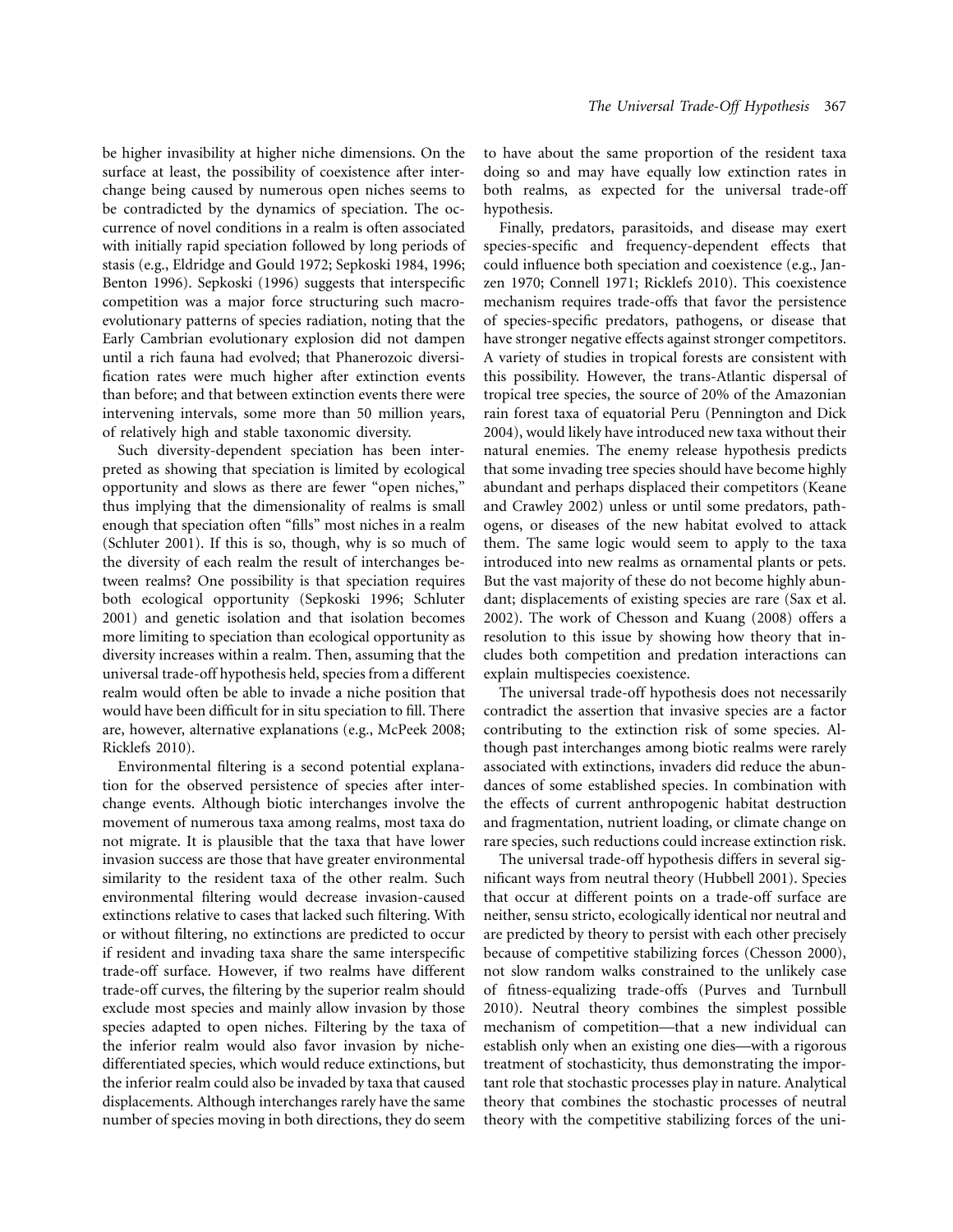be higher invasibility at higher niche dimensions. On the surface at least, the possibility of coexistence after interchange being caused by numerous open niches seems to be contradicted by the dynamics of speciation. The occurrence of novel conditions in a realm is often associated with initially rapid speciation followed by long periods of stasis (e.g., Eldridge and Gould 1972; Sepkoski 1984, 1996; Benton 1996). Sepkoski (1996) suggests that interspecific competition was a major force structuring such macroevolutionary patterns of species radiation, noting that the Early Cambrian evolutionary explosion did not dampen until a rich fauna had evolved; that Phanerozoic diversification rates were much higher after extinction events than before; and that between extinction events there were intervening intervals, some more than 50 million years, of relatively high and stable taxonomic diversity.

Such diversity-dependent speciation has been interpreted as showing that speciation is limited by ecological opportunity and slows as there are fewer "open niches," thus implying that the dimensionality of realms is small enough that speciation often "fills" most niches in a realm (Schluter 2001). If this is so, though, why is so much of the diversity of each realm the result of interchanges between realms? One possibility is that speciation requires both ecological opportunity (Sepkoski 1996; Schluter 2001) and genetic isolation and that isolation becomes more limiting to speciation than ecological opportunity as diversity increases within a realm. Then, assuming that the universal trade-off hypothesis held, species from a different realm would often be able to invade a niche position that would have been difficult for in situ speciation to fill. There are, however, alternative explanations (e.g., McPeek 2008; Ricklefs 2010).

Environmental filtering is a second potential explanation for the observed persistence of species after interchange events. Although biotic interchanges involve the movement of numerous taxa among realms, most taxa do not migrate. It is plausible that the taxa that have lower invasion success are those that have greater environmental similarity to the resident taxa of the other realm. Such environmental filtering would decrease invasion-caused extinctions relative to cases that lacked such filtering. With or without filtering, no extinctions are predicted to occur if resident and invading taxa share the same interspecific trade-off surface. However, if two realms have different trade-off curves, the filtering by the superior realm should exclude most species and mainly allow invasion by those species adapted to open niches. Filtering by the taxa of the inferior realm would also favor invasion by niche-differentiated species, which would reduce extinctions, but the inferior realm could also be invaded by taxa that caused displacements. Although interchanges rarely have the same number of species moving in both directions, they do seem to have about the same proportion of the resident taxa doing so and may have equally low extinction rates in both realms, as expected for the universal trade-off hypothesis.

Finally, predators, parasitoids, and disease may exert species-specific and frequency-dependent effects that could influence both speciation and coexistence (e.g., Janzen 1970; Connell 1971; Ricklefs 2010). This coexistence mechanism requires trade-offs that favor the persistence of species-specific predators, pathogens, or disease that have stronger negative effects against stronger competitors. A variety of studies in tropical forests are consistent with this possibility. However, the trans-Atlantic dispersal of tropical tree species, the source of 20% of the Amazonian rain forest taxa of equatorial Peru (Pennington and Dick 2004), would likely have introduced new taxa without their natural enemies. The enemy release hypothesis predicts that some invading tree species should have become highly abundant and perhaps displaced their competitors (Keane and Crawley 2002) unless or until some predators, pathogens, or diseases of the new habitat evolved to attack them. The same logic would seem to apply to the taxa introduced into new realms as ornamental plants or pets. But the vast majority of these do not become highly abundant; displacements of existing species are rare (Sax et al. 2002). The work of Chesson and Kuang (2008) offers a resolution to this issue by showing how theory that includes both competition and predation interactions can explain multispecies coexistence.

The universal trade-off hypothesis does not necessarily contradict the assertion that invasive species are a factor contributing to the extinction risk of some species. Although past interchanges among biotic realms were rarely associated with extinctions, invaders did reduce the abundances of some established species. In combination with the effects of current anthropogenic habitat destruction and fragmentation, nutrient loading, or climate change on rare species, such reductions could increase extinction risk.

The universal trade-off hypothesis differs in several significant ways from neutral theory (Hubbell 2001). Species that occur at different points on a trade-off surface are neither, sensu stricto, ecologically identical nor neutral and are predicted by theory to persist with each other precisely because of competitive stabilizing forces (Chesson 2000), not slow random walks constrained to the unlikely case of fitness-equalizing trade-offs (Purves and Turnbull 2010). Neutral theory combines the simplest possible mechanism of competition—that a new individual can establish only when an existing one dies—with a rigorous treatment of stochasticity, thus demonstrating the important role that stochastic processes play in nature. Analytical theory that combines the stochastic processes of neutral theory with the competitive stabilizing forces of the uni-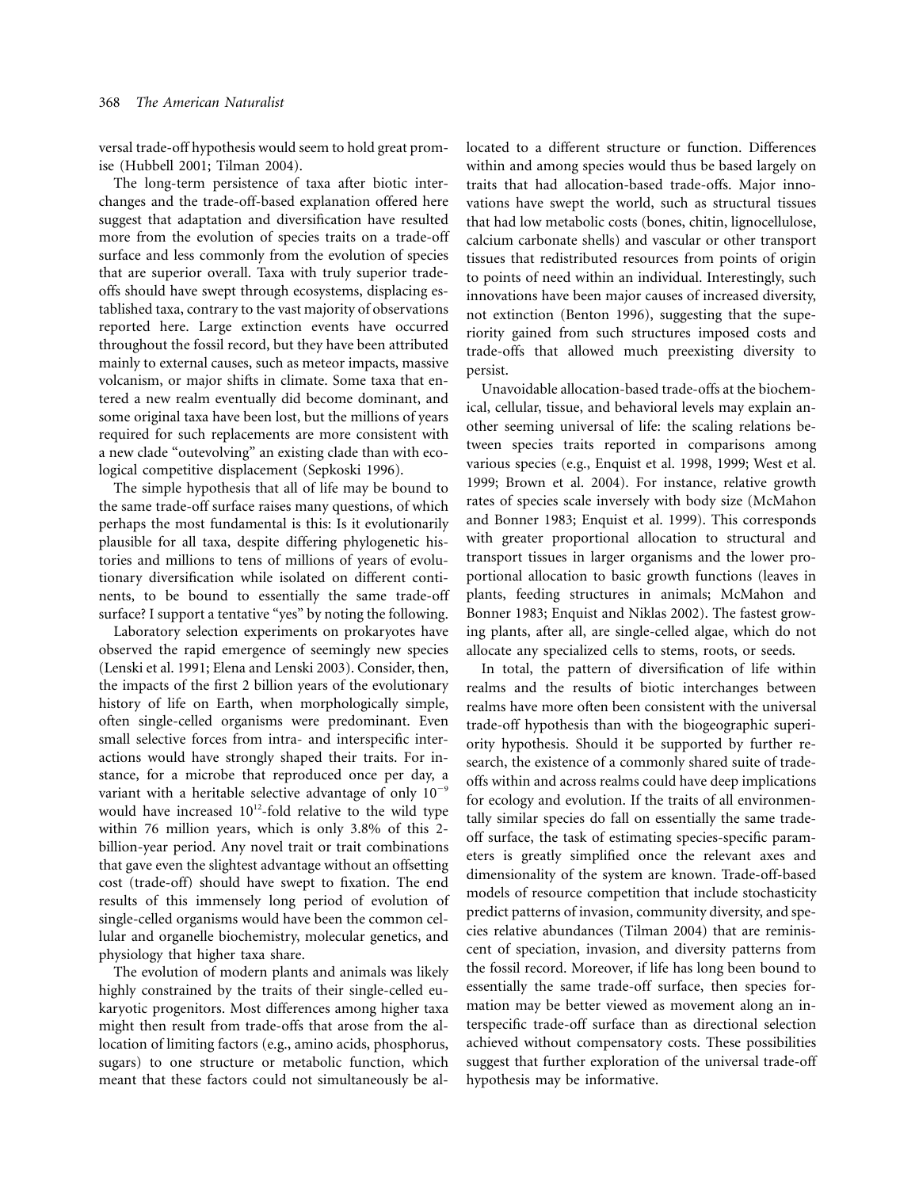versal trade-off hypothesis would seem to hold great promise (Hubbell 2001; Tilman 2004).

The long-term persistence of taxa after biotic interchanges and the trade-off-based explanation offered here suggest that adaptation and diversification have resulted more from the evolution of species traits on a trade-off surface and less commonly from the evolution of species that are superior overall. Taxa with truly superior trade-offs should have swept through ecosystems, displacing established taxa, contrary to the vast majority of observations reported here. Large extinction events have occurred throughout the fossil record, but they have been attributed mainly to external causes, such as meteor impacts, massive volcanism, or major shifts in climate. Some taxa that entered a new realm eventually did become dominant, and some original taxa have been lost, but the millions of years required for such replacements are more consistent with a new clade "outevolving" an existing clade than with ecological competitive displacement (Sepkoski 1996).

The simple hypothesis that all of life may be bound to the same trade-off surface raises many questions, of which perhaps the most fundamental is this: Is it evolutionarily plausible for all taxa, despite differing phylogenetic histories and millions to tens of millions of years of evolutionary diversification while isolated on different continents, to be bound to essentially the same trade-off surface? I support a tentative "yes" by noting the following.

Laboratory selection experiments on prokaryotes have observed the rapid emergence of seemingly new species (Lenski et al. 1991; Elena and Lenski 2003). Consider, then, the impacts of the first 2 billion years of the evolutionary history of life on Earth, when morphologically simple, often single-celled organisms were predominant. Even small selective forces from intra- and interspecific interactions would have strongly shaped their traits. For instance, for a microbe that reproduced once per day, a variant with a heritable selective advantage of only $10^{-9}$ would have increased $10^{12}$-fold relative to the wild type within 76 million years, which is only 3.8% of this 2-billion-year period. Any novel trait or trait combinations that gave even the slightest advantage without an offsetting cost (trade-off) should have swept to fixation. The end results of this immensely long period of evolution of single-celled organisms would have been the common cellular and organelle biochemistry, molecular genetics, and physiology that higher taxa share.

The evolution of modern plants and animals was likely highly constrained by the traits of their single-celled eukaryotic progenitors. Most differences among higher taxa might then result from trade-offs that arose from the allocation of limiting factors (e.g., amino acids, phosphorus, sugars) to one structure or metabolic function, which meant that these factors could not simultaneously be allocated to a different structure or function. Differences within and among species would thus be based largely on traits that had allocation-based trade-offs. Major innovations have swept the world, such as structural tissues that had low metabolic costs (bones, chitin, lignocellulose, calcium carbonate shells) and vascular or other transport tissues that redistributed resources from points of origin to points of need within an individual. Interestingly, such innovations have been major causes of increased diversity, not extinction (Benton 1996), suggesting that the superiority gained from such structures imposed costs and trade-offs that allowed much preexisting diversity to persist.

Unavoidable allocation-based trade-offs at the biochemical, cellular, tissue, and behavioral levels may explain another seeming universal of life: the scaling relations between species traits reported in comparisons among various species (e.g., Enquist et al. 1998, 1999; West et al. 1999; Brown et al. 2004). For instance, relative growth rates of species scale inversely with body size (McMahon and Bonner 1983; Enquist et al. 1999). This corresponds with greater proportional allocation to structural and transport tissues in larger organisms and the lower proportional allocation to basic growth functions (leaves in plants, feeding structures in animals; McMahon and Bonner 1983; Enquist and Niklas 2002). The fastest growing plants, after all, are single-celled algae, which do not allocate any specialized cells to stems, roots, or seeds.

In total, the pattern of diversification of life within realms and the results of biotic interchanges between realms have more often been consistent with the universal trade-off hypothesis than with the biogeographic superiority hypothesis. Should it be supported by further research, the existence of a commonly shared suite of trade-offs within and across realms could have deep implications for ecology and evolution. If the traits of all environmentally similar species do fall on essentially the same trade-off surface, the task of estimating species-specific parameters is greatly simplified once the relevant axes and dimensionality of the system are known. Trade-off-based models of resource competition that include stochasticity predict patterns of invasion, community diversity, and species relative abundances (Tilman 2004) that are reminiscent of speciation, invasion, and diversity patterns from the fossil record. Moreover, if life has long been bound to essentially the same trade-off surface, then species formation may be better viewed as movement along an interspecific trade-off surface than as directional selection achieved without compensatory costs. These possibilities suggest that further exploration of the universal trade-off hypothesis may be informative.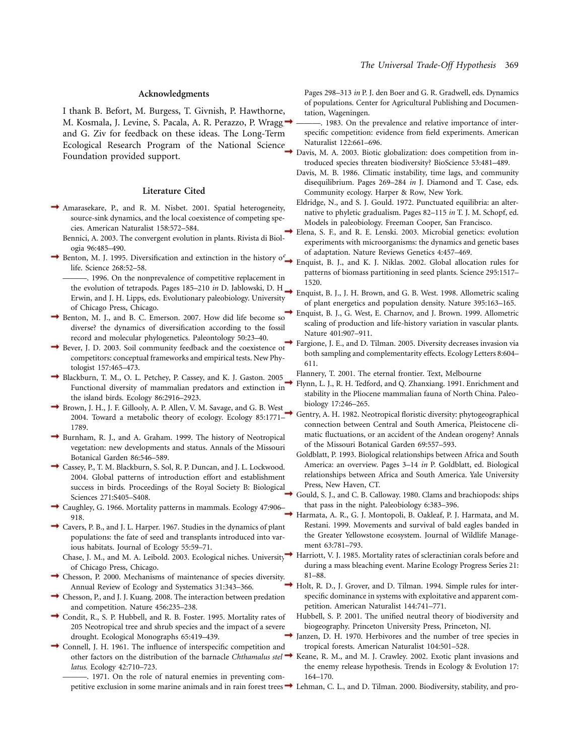## Acknowledgments

I thank B. Befort, M. Burgess, T. Givnish, P. Hawthorne, M. Kosmala, J. Levine, S. Pacala, A. R. Perazzo, P. Wragg, and G. Ziv for feedback on these ideas. The Long-Term Ecological Research Program of the National Science Foundation provided support.

## Literature Cited

Amarasekare, P., and R. M. Nisbet. 2001. Spatial heterogeneity, source-sink dynamics, and the local coexistence of competing species. American Naturalist 158:572–584.

Bennici, A. 2003. The convergent evolution in plants. Rivista di Biologia 96:485–490.

Benton, M. J. 1995. Diversification and extinction in the history of life. Science 268:52–58.

———. 1996. On the nonprevalence of competitive replacement in the evolution of tetrapods. Pages 185–210 *in* D. Jablowski, D. H. Erwin, and J. H. Lipps, eds. Evolutionary paleobiology. University of Chicago Press, Chicago.

Benton, M. J., and B. C. Emerson. 2007. How did life become so diverse? the dynamics of diversification according to the fossil record and molecular phylogenetics. Paleontology 50:23–40.

Bever, J. D. 2003. Soil community feedback and the coexistence of competitors: conceptual frameworks and empirical tests. New Phytologist 157:465–473.

Blackburn, T. M., O. L. Petchey, P. Cassey, and K. J. Gaston. 2005. Functional diversity of mammalian predators and extinction in the island birds. Ecology 86:2916–2923.

Brown, J. H., J. F. Gillooly, A. P. Allen, V. M. Savage, and G. B. West. 2004. Toward a metabolic theory of ecology. Ecology 85:1771–1789.

Burnham, R. J., and A. Graham. 1999. The history of Neotropical vegetation: new developments and status. Annals of the Missouri Botanical Garden 86:546–589.

Cassey, P., T. M. Blackburn, S. Sol, R. P. Duncan, and J. L. Lockwood. 2004. Global patterns of introduction effort and establishment success in birds. Proceedings of the Royal Society B: Biological Sciences 271:S405–S408.

Caughley, G. 1966. Mortality patterns in mammals. Ecology 47:906–918.

Cavers, P. B., and J. L. Harper. 1967. Studies in the dynamics of plant populations: the fate of seed and transplants introduced into various habitats. Journal of Ecology 55:59–71.

Chase, J. M., and M. A. Leibold. 2003. Ecological niches. University of Chicago Press, Chicago.

Chesson, P. 2000. Mechanisms of maintenance of species diversity. Annual Review of Ecology and Systematics 31:343–366.

Chesson, P., and J. J. Kuang. 2008. The interaction between predation and competition. Nature 456:235–238.

Condit, R., S. P. Hubbell, and R. B. Foster. 1995. Mortality rates of 205 Neotropical tree and shrub species and the impact of a severe drought. Ecological Monographs 65:419–439.

Connell, J. H. 1961. The influence of interspecific competition and other factors on the distribution of the barnacle *Chthamalus stellatus*. Ecology 42:710–723.

———. 1971. On the role of natural enemies in preventing competitive exclusion in some marine animals and in rain forest trees. Pages 298–313 *in* P. J. den Boer and G. R. Gradwell, eds. Dynamics of populations. Center for Agricultural Publishing and Documentation, Wageningen.

———. 1983. On the prevalence and relative importance of interspecific competition: evidence from field experiments. American Naturalist 122:661–696.

Davis, M. A. 2003. Biotic globalization: does competition from introduced species threaten biodiversity? BioScience 53:481–489.

Davis, M. B. 1986. Climatic instability, time lags, and community disequilibrium. Pages 269–284 *in* J. Diamond and T. Case, eds. Community ecology. Harper & Row, New York.

Eldridge, N., and S. J. Gould. 1972. Punctuated equilibria: an alternative to phyletic gradualism. Pages 82–115 *in* T. J. M. Schopf, ed. Models in paleobiology. Freeman Cooper, San Francisco.

Elena, S. F., and R. E. Lenski. 2003. Microbial genetics: evolution experiments with microorganisms: the dynamics and genetic bases of adaptation. Nature Reviews Genetics 4:457–469.

Enquist, B. J., and K. J. Niklas. 2002. Global allocation rules for patterns of biomass partitioning in seed plants. Science 295:1517–1520.

Enquist, B. J., J. H. Brown, and G. B. West. 1998. Allometric scaling of plant energetics and population density. Nature 395:163–165.

Enquist, B. J., G. B. West, E. Charnov, and J. Brown. 1999. Allometric scaling of production and life-history variation in vascular plants. Nature 401:907–911.

Fargione, J. E., and D. Tilman. 2005. Diversity decreases invasion via both sampling and complementarity effects. Ecology Letters 8:604–611.

Flannery, T. 2001. The eternal frontier. Text, Melbourne

Flynn, L. J., R. H. Tedford, and Q. Zhanxiang. 1991. Enrichment and stability in the Pliocene mammalian fauna of North China. Paleobiology 17:246–265.

Gentry, A. H. 1982. Neotropical floristic diversity: phytogeographical connection between Central and South America, Pleistocene climatic fluctuations, or an accident of the Andean orogeny? Annals of the Missouri Botanical Garden 69:557–593.

Goldblatt, P. 1993. Biological relationships between Africa and South America: an overview. Pages 3–14 *in* P. Goldblatt, ed. Biological relationships between Africa and South America. Yale University Press, New Haven, CT.

Gould, S. J., and C. B. Calloway. 1980. Clams and brachiopods: ships that pass in the night. Paleobiology 6:383–396.

Harmata, A. R., G. J. Montopoli, B. Oakleaf, P. J. Harmata, and M. Restani. 1999. Movements and survival of bald eagles banded in the Greater Yellowstone ecosystem. Journal of Wildlife Management 63:781–793.

Harriott, V. J. 1985. Mortality rates of scleractinian corals before and during a mass bleaching event. Marine Ecology Progress Series 21:81–88.

Holt, R. D., J. Grover, and D. Tilman. 1994. Simple rules for interspecific dominance in systems with exploitative and apparent competition. American Naturalist 144:741–771.

Hubbell, S. P. 2001. The unified neutral theory of biodiversity and biogeography. Princeton University Press, Princeton, NJ.

Janzen, D. H. 1970. Herbivores and the number of tree species in tropical forests. American Naturalist 104:501–528.

Keane, R. M., and M. J. Crawley. 2002. Exotic plant invasions and the enemy release hypothesis. Trends in Ecology & Evolution 17:164–170.

Lehman, C. L., and D. Tilman. 2000. Biodiversity, stability, and pro-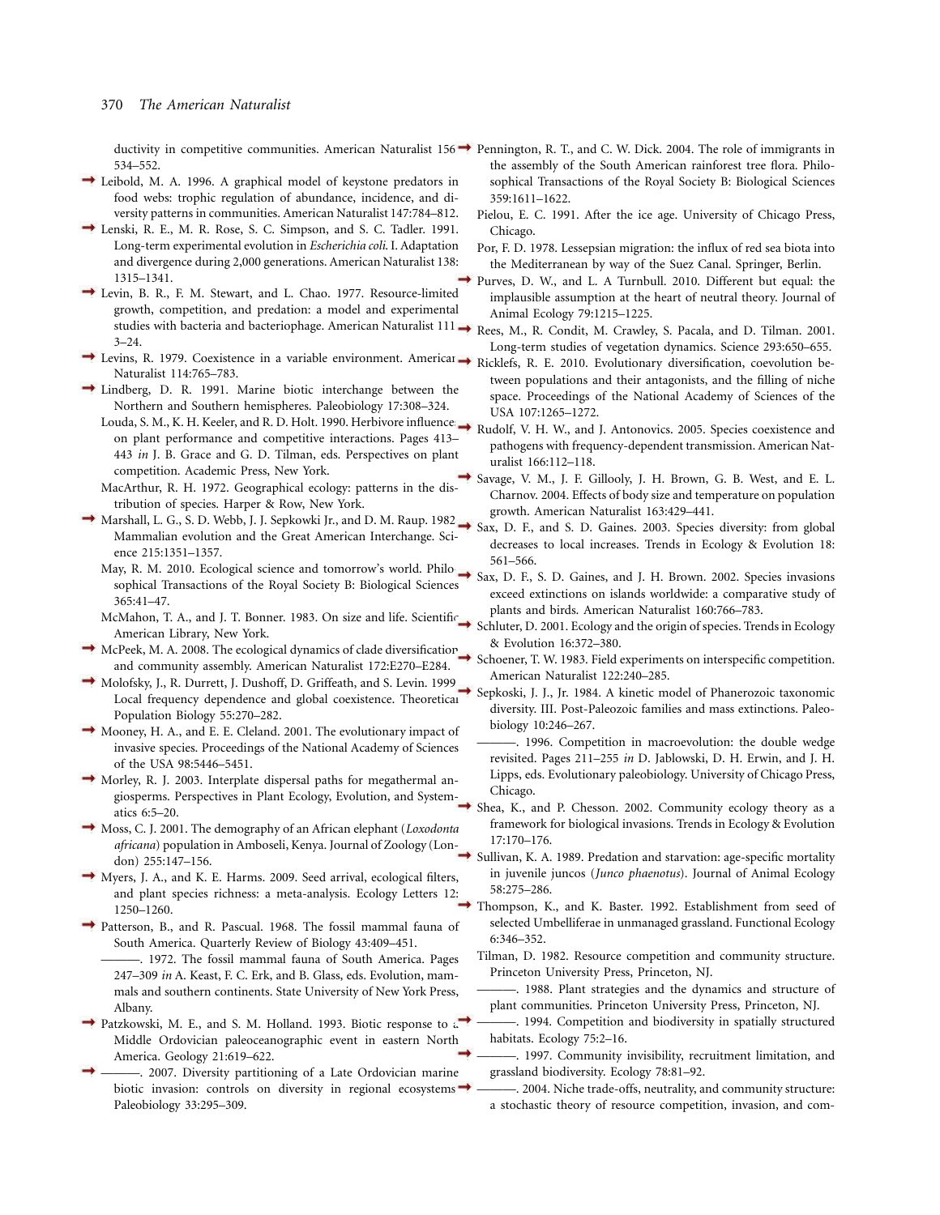ductivity in competitive communities. American Naturalist 156: 534–552.

Leibold, M. A. 1996. A graphical model of keystone predators in food webs: trophic regulation of abundance, incidence, and diversity patterns in communities. American Naturalist 147:784–812.

Lenski, R. E., M. R. Rose, S. C. Simpson, and S. C. Tadler. 1991. Long-term experimental evolution in *Escherichia coli*. I. Adaptation and divergence during 2,000 generations. American Naturalist 138: 1315–1341.

Levin, B. R., F. M. Stewart, and L. Chao. 1977. Resource-limited growth, competition, and predation: a model and experimental studies with bacteria and bacteriophage. American Naturalist 111: 3–24.

Levins, R. 1979. Coexistence in a variable environment. American Naturalist 114:765–783.

Lindberg, D. R. 1991. Marine biotic interchange between the Northern and Southern hemispheres. Paleobiology 17:308–324.

Louda, S. M., K. H. Keeler, and R. D. Holt. 1990. Herbivore influences on plant performance and competitive interactions. Pages 413–443 *in* J. B. Grace and G. D. Tilman, eds. Perspectives on plant competition. Academic Press, New York.

MacArthur, R. H. 1972. Geographical ecology: patterns in the distribution of species. Harper & Row, New York.

Marshall, L. G., S. D. Webb, J. J. Sepkowki Jr., and D. M. Raup. 1982. Mammalian evolution and the Great American Interchange. Science 215:1351–1357.

May, R. M. 2010. Ecological science and tomorrow's world. Philosophical Transactions of the Royal Society B: Biological Sciences 365:41–47.

McMahon, T. A., and J. T. Bonner. 1983. On size and life. Scientific American Library, New York.

McPeek, M. A. 2008. The ecological dynamics of clade diversification and community assembly. American Naturalist 172:E270–E284.

Molofsky, J., R. Durrett, J. Dushoff, D. Griffeath, and S. Levin. 1999. Local frequency dependence and global coexistence. Theoretical Population Biology 55:270–282.

Mooney, H. A., and E. E. Cleland. 2001. The evolutionary impact of invasive species. Proceedings of the National Academy of Sciences of the USA 98:5446–5451.

Morley, R. J. 2003. Interplate dispersal paths for megathermal angiosperms. Perspectives in Plant Ecology, Evolution, and Systematics 6:5–20.

Moss, C. J. 2001. The demography of an African elephant (*Loxodonta africana*) population in Amboseli, Kenya. Journal of Zoology (London) 255:147–156.

Myers, J. A., and K. E. Harms. 2009. Seed arrival, ecological filters, and plant species richness: a meta-analysis. Ecology Letters 12: 1250–1260.

Patterson, B., and R. Pascual. 1968. The fossil mammal fauna of South America. Quarterly Review of Biology 43:409–451.

———. 1972. The fossil mammal fauna of South America. Pages 247–309 *in* A. Keast, F. C. Erk, and B. Glass, eds. Evolution, mammals and southern continents. State University of New York Press, Albany.

Patzkowski, M. E., and S. M. Holland. 1993. Biotic response to a Middle Ordovician paleoceanographic event in eastern North America. Geology 21:619–622.

———. 2007. Diversity partitioning of a Late Ordovician marine biotic invasion: controls on diversity in regional ecosystems. Paleobiology 33:295–309.

Pennington, R. T., and C. W. Dick. 2004. The role of immigrants in the assembly of the South American rainforest tree flora. Philosophical Transactions of the Royal Society B: Biological Sciences 359:1611–1622.

Pielou, E. C. 1991. After the ice age. University of Chicago Press, Chicago.

Por, F. D. 1978. Lessepsian migration: the influx of red sea biota into the Mediterranean by way of the Suez Canal. Springer, Berlin.

Purves, D. W., and L. A Turnbull. 2010. Different but equal: the implausible assumption at the heart of neutral theory. Journal of Animal Ecology 79:1215–1225.

Rees, M., R. Condit, M. Crawley, S. Pacala, and D. Tilman. 2001. Long-term studies of vegetation dynamics. Science 293:650–655.

Ricklefs, R. E. 2010. Evolutionary diversification, coevolution between populations and their antagonists, and the filling of niche space. Proceedings of the National Academy of Sciences of the USA 107:1265–1272.

Rudolf, V. H. W., and J. Antonovics. 2005. Species coexistence and pathogens with frequency-dependent transmission. American Naturalist 166:112–118.

Savage, V. M., J. F. Gillooly, J. H. Brown, G. B. West, and E. L. Charnov. 2004. Effects of body size and temperature on population growth. American Naturalist 163:429–441.

Sax, D. F., and S. D. Gaines. 2003. Species diversity: from global decreases to local increases. Trends in Ecology & Evolution 18: 561–566.

Sax, D. F., S. D. Gaines, and J. H. Brown. 2002. Species invasions exceed extinctions on islands worldwide: a comparative study of plants and birds. American Naturalist 160:766–783.

Schluter, D. 2001. Ecology and the origin of species. Trends in Ecology & Evolution 16:372–380.

Schoener, T. W. 1983. Field experiments on interspecific competition. American Naturalist 122:240–285.

Sepkoski, J. J., Jr. 1984. A kinetic model of Phanerozoic taxonomic diversity. III. Post-Paleozoic families and mass extinctions. Paleobiology 10:246–267.

———. 1996. Competition in macroevolution: the double wedge revisited. Pages 211–255 *in* D. Jablowski, D. H. Erwin, and J. H. Lipps, eds. Evolutionary paleobiology. University of Chicago Press, Chicago.

Shea, K., and P. Chesson. 2002. Community ecology theory as a framework for biological invasions. Trends in Ecology & Evolution 17:170–176.

Sullivan, K. A. 1989. Predation and starvation: age-specific mortality in juvenile juncos (*Junco phaenotus*). Journal of Animal Ecology 58:275–286.

Thompson, K., and K. Baster. 1992. Establishment from seed of selected Umbelliferae in unmanaged grassland. Functional Ecology 6:346–352.

Tilman, D. 1982. Resource competition and community structure. Princeton University Press, Princeton, NJ.

———. 1988. Plant strategies and the dynamics and structure of plant communities. Princeton University Press, Princeton, NJ.

———. 1994. Competition and biodiversity in spatially structured habitats. Ecology 75:2–16.

———. 1997. Community invisibility, recruitment limitation, and grassland biodiversity. Ecology 78:81–92.

———. 2004. Niche trade-offs, neutrality, and community structure: a stochastic theory of resource competition, invasion, and com-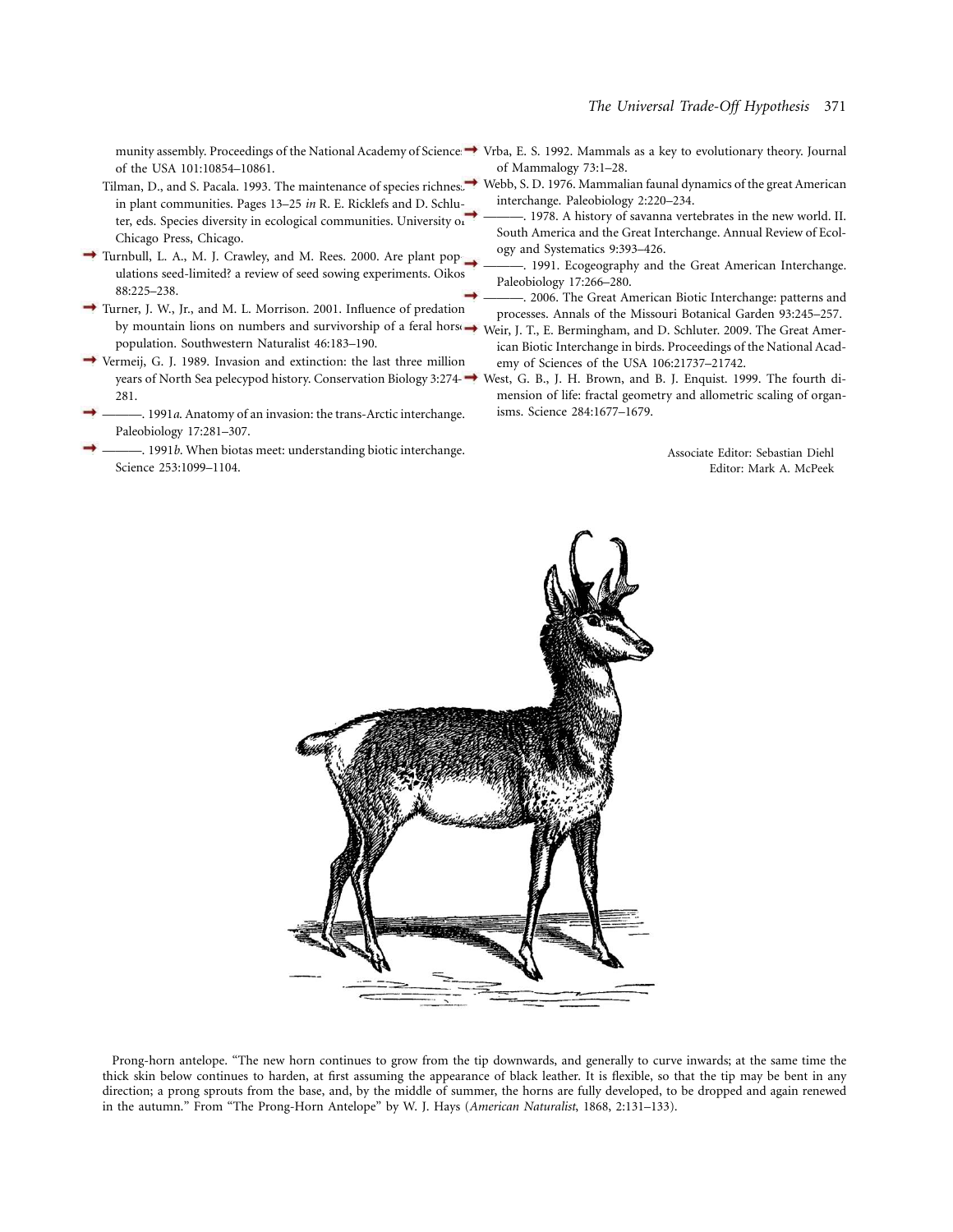munity assembly. Proceedings of the National Academy of Sciences of the USA 101:10854–10861.

Tilman, D., and S. Pacala. 1993. The maintenance of species richness in plant communities. Pages 13–25 *in* R. E. Ricklefs and D. Schluter, eds. Species diversity in ecological communities. University of Chicago Press, Chicago.

Turnbull, L. A., M. J. Crawley, and M. Rees. 2000. Are plant populations seed-limited? a review of seed sowing experiments. Oikos 88:225–238.

Turner, J. W., Jr., and M. L. Morrison. 2001. Influence of predation by mountain lions on numbers and survivorship of a feral horse population. Southwestern Naturalist 46:183–190.

Vermeij, G. J. 1989. Invasion and extinction: the last three million years of North Sea pelecypod history. Conservation Biology 3:274–281.

———. 1991*a*. Anatomy of an invasion: the trans-Arctic interchange. Paleobiology 17:281–307.

———. 1991*b*. When biotas meet: understanding biotic interchange. Science 253:1099–1104.

Vrba, E. S. 1992. Mammals as a key to evolutionary theory. Journal of Mammalogy 73:1–28.

Webb, S. D. 1976. Mammalian faunal dynamics of the great American interchange. Paleobiology 2:220–234.

———. 1978. A history of savanna vertebrates in the new world. II. South America and the Great Interchange. Annual Review of Ecology and Systematics 9:393–426.

———. 1991. Ecogeography and the Great American Interchange. Paleobiology 17:266–280.

———. 2006. The Great American Biotic Interchange: patterns and processes. Annals of the Missouri Botanical Garden 93:245–257.

Weir, J. T., E. Bermingham, and D. Schluter. 2009. The Great American Biotic Interchange in birds. Proceedings of the National Academy of Sciences of the USA 106:21737–21742.

West, G. B., J. H. Brown, and B. J. Enquist. 1999. The fourth dimension of life: fractal geometry and allometric scaling of organisms. Science 284:1677–1679.

Associate Editor: Sebastian Diehl
Editor: Mark A. McPeek

Prong-horn antelope. "The new horn continues to grow from the tip downwards, and generally to curve inwards; at the same time the thick skin below continues to harden, at first assuming the appearance of black leather. It is flexible, so that the tip may be bent in any direction; a prong sprouts from the base, and, by the middle of summer, the horns are fully developed, to be dropped and again renewed in the autumn." From "The Prong-Horn Antelope" by W. J. Hays (*American Naturalist*, 1868, 2:131–133).